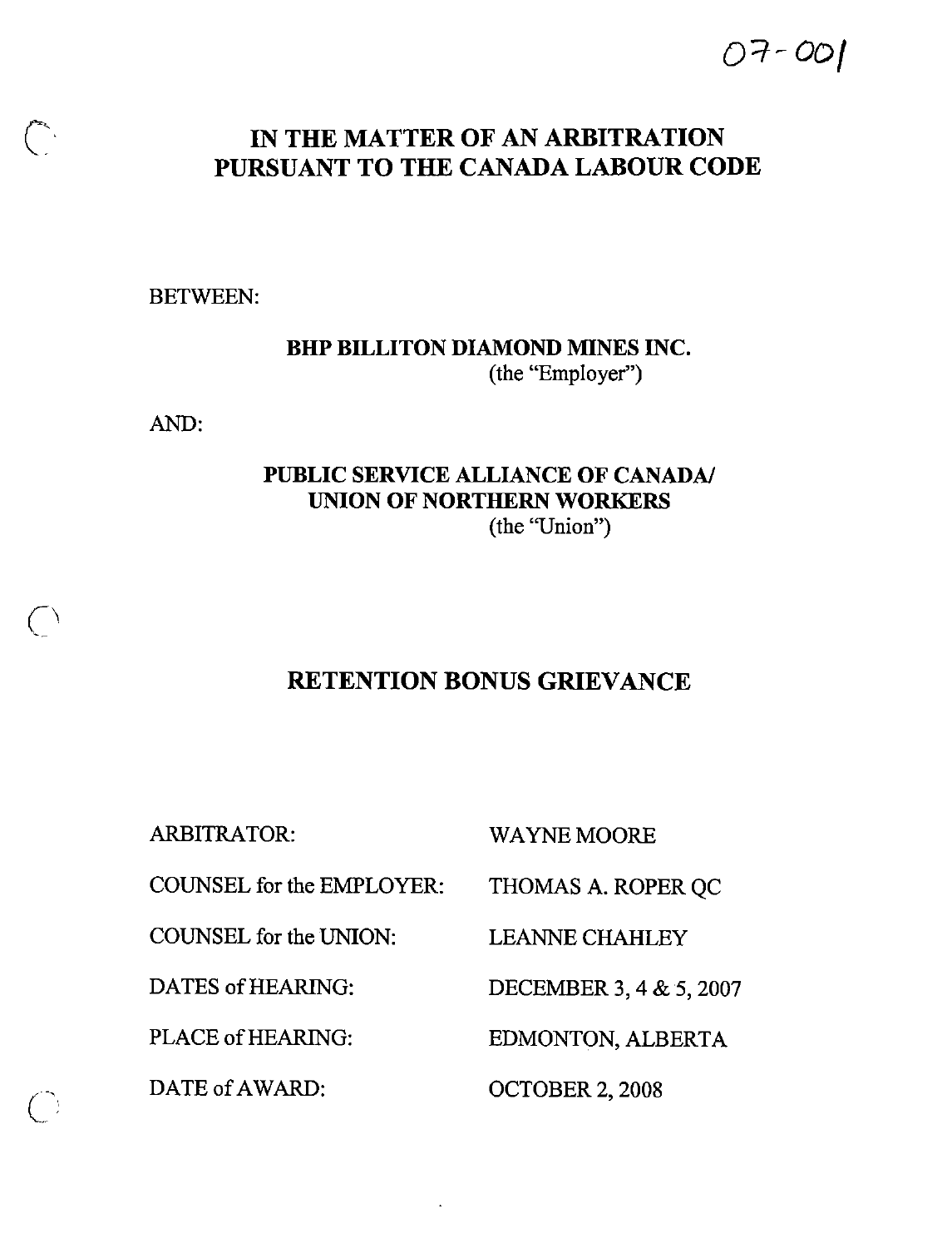07-001

# IN THE MATTER OF AN ARBITRATION PURSUANT TO THE CANADA LABOUR CODE

BETWEEN:

**BHP BILLITON DIAMOND MINES INC.**
(the "Employer")

AND:

**PUBLIC SERVICE ALLIANCE OF CANADA/ UNION OF NORTHERN WORKERS**
(the "Union")

## RETENTION BONUS GRIEVANCE

| | |
|---|---|
| ARBITRATOR: | WAYNE MOORE |
| COUNSEL for the EMPLOYER: | THOMAS A. ROPER QC |
| COUNSEL for the UNION: | LEANNE CHAHLEY |
| DATES of HEARING: | DECEMBER 3, 4 & 5, 2007 |
| PLACE of HEARING: | EDMONTON, ALBERTA |
| DATE of AWARD: | OCTOBER 2, 2008 |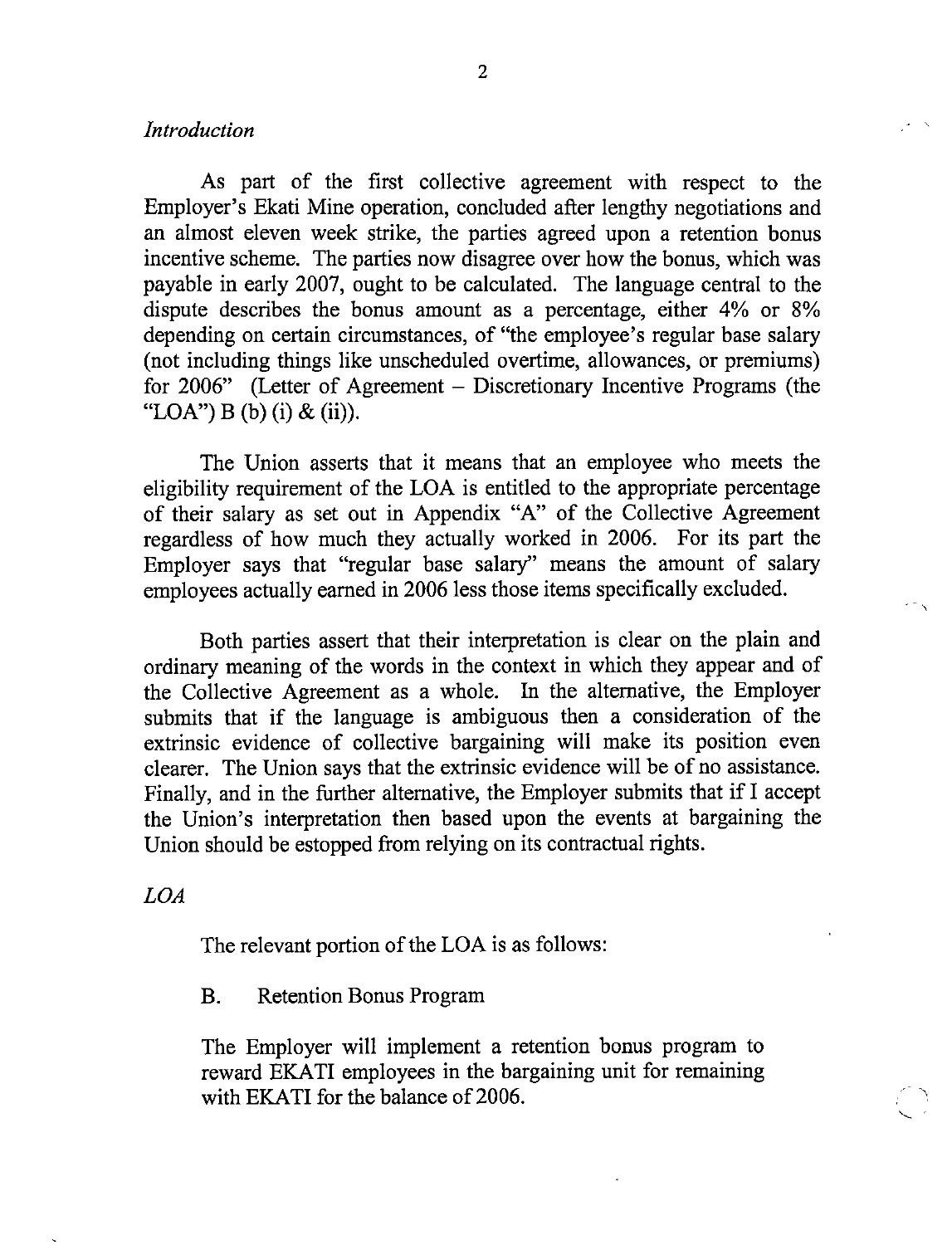*Introduction*

As part of the first collective agreement with respect to the Employer's Ekati Mine operation, concluded after lengthy negotiations and an almost eleven week strike, the parties agreed upon a retention bonus incentive scheme. The parties now disagree over how the bonus, which was payable in early 2007, ought to be calculated. The language central to the dispute describes the bonus amount as a percentage, either 4% or 8% depending on certain circumstances, of "the employee's regular base salary (not including things like unscheduled overtime, allowances, or premiums) for 2006" (Letter of Agreement – Discretionary Incentive Programs (the "LOA") B (b) (i) & (ii)).

The Union asserts that it means that an employee who meets the eligibility requirement of the LOA is entitled to the appropriate percentage of their salary as set out in Appendix "A" of the Collective Agreement regardless of how much they actually worked in 2006. For its part the Employer says that "regular base salary" means the amount of salary employees actually earned in 2006 less those items specifically excluded.

Both parties assert that their interpretation is clear on the plain and ordinary meaning of the words in the context in which they appear and of the Collective Agreement as a whole. In the alternative, the Employer submits that if the language is ambiguous then a consideration of the extrinsic evidence of collective bargaining will make its position even clearer. The Union says that the extrinsic evidence will be of no assistance. Finally, and in the further alternative, the Employer submits that if I accept the Union's interpretation then based upon the events at bargaining the Union should be estopped from relying on its contractual rights.

*LOA*

The relevant portion of the LOA is as follows:

B. Retention Bonus Program

The Employer will implement a retention bonus program to reward EKATI employees in the bargaining unit for remaining with EKATI for the balance of 2006.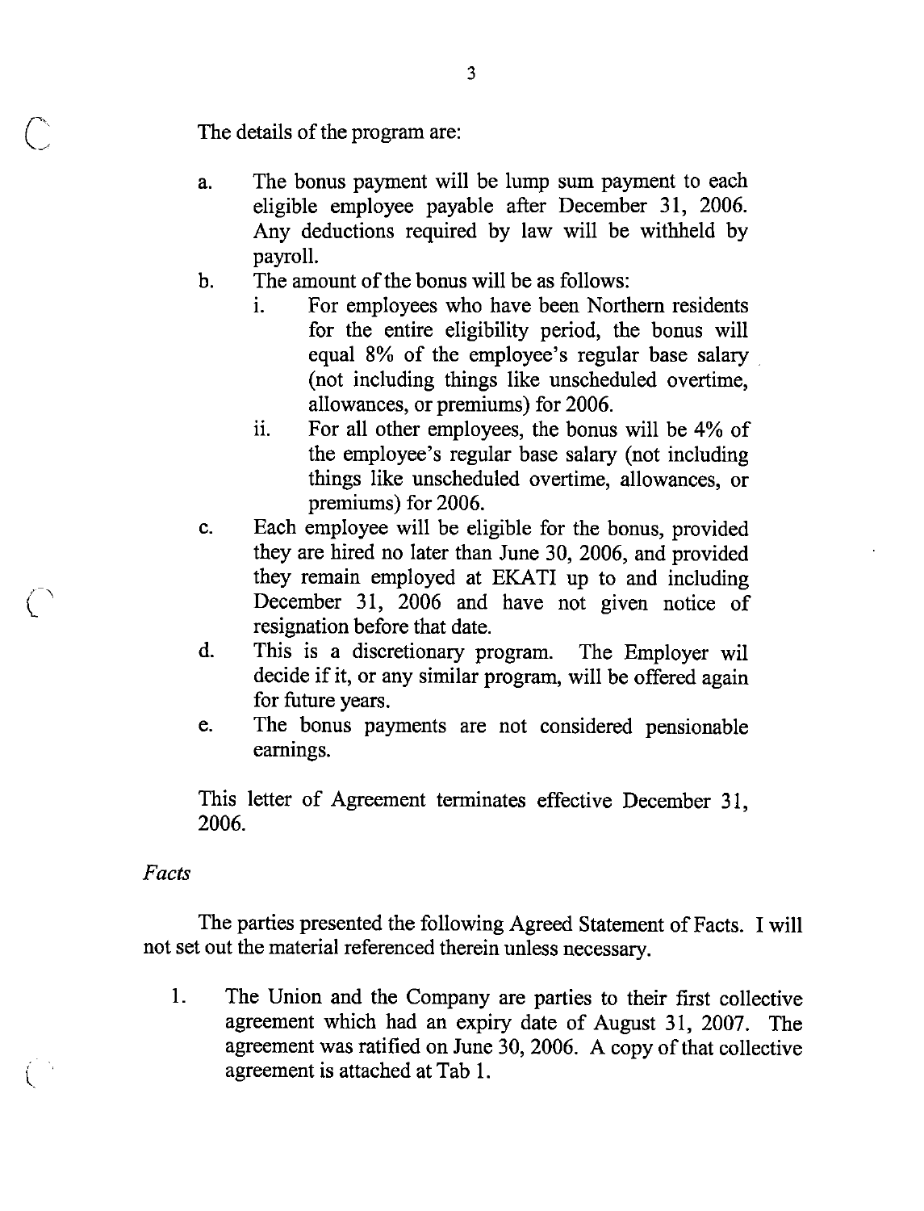The details of the program are:

a. The bonus payment will be lump sum payment to each eligible employee payable after December 31, 2006. Any deductions required by law will be withheld by payroll.

b. The amount of the bonus will be as follows:

    i. For employees who have been Northern residents for the entire eligibility period, the bonus will equal 8% of the employee's regular base salary (not including things like unscheduled overtime, allowances, or premiums) for 2006.

    ii. For all other employees, the bonus will be 4% of the employee's regular base salary (not including things like unscheduled overtime, allowances, or premiums) for 2006.

c. Each employee will be eligible for the bonus, provided they are hired no later than June 30, 2006, and provided they remain employed at EKATI up to and including December 31, 2006 and have not given notice of resignation before that date.

d. This is a discretionary program. The Employer wil decide if it, or any similar program, will be offered again for future years.

e. The bonus payments are not considered pensionable earnings.

This letter of Agreement terminates effective December 31, 2006.

*Facts*

The parties presented the following Agreed Statement of Facts. I will not set out the material referenced therein unless necessary.

1. The Union and the Company are parties to their first collective agreement which had an expiry date of August 31, 2007. The agreement was ratified on June 30, 2006. A copy of that collective agreement is attached at Tab 1.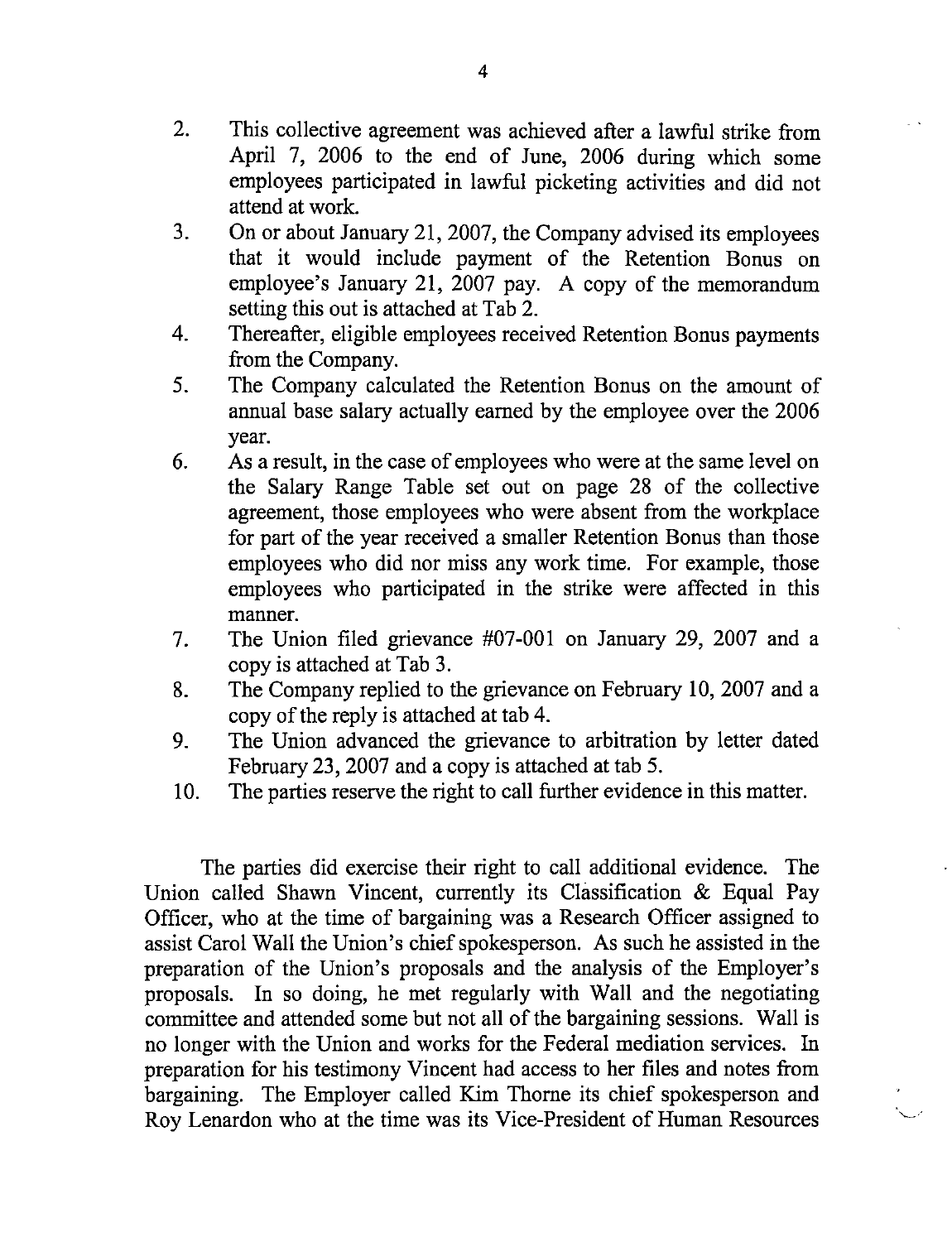2. This collective agreement was achieved after a lawful strike from April 7, 2006 to the end of June, 2006 during which some employees participated in lawful picketing activities and did not attend at work.
3. On or about January 21, 2007, the Company advised its employees that it would include payment of the Retention Bonus on employee's January 21, 2007 pay. A copy of the memorandum setting this out is attached at Tab 2.
4. Thereafter, eligible employees received Retention Bonus payments from the Company.
5. The Company calculated the Retention Bonus on the amount of annual base salary actually earned by the employee over the 2006 year.
6. As a result, in the case of employees who were at the same level on the Salary Range Table set out on page 28 of the collective agreement, those employees who were absent from the workplace for part of the year received a smaller Retention Bonus than those employees who did nor miss any work time. For example, those employees who participated in the strike were affected in this manner.
7. The Union filed grievance #07-001 on January 29, 2007 and a copy is attached at Tab 3.
8. The Company replied to the grievance on February 10, 2007 and a copy of the reply is attached at tab 4.
9. The Union advanced the grievance to arbitration by letter dated February 23, 2007 and a copy is attached at tab 5.
10. The parties reserve the right to call further evidence in this matter.

The parties did exercise their right to call additional evidence. The Union called Shawn Vincent, currently its Classification & Equal Pay Officer, who at the time of bargaining was a Research Officer assigned to assist Carol Wall the Union's chief spokesperson. As such he assisted in the preparation of the Union's proposals and the analysis of the Employer's proposals. In so doing, he met regularly with Wall and the negotiating committee and attended some but not all of the bargaining sessions. Wall is no longer with the Union and works for the Federal mediation services. In preparation for his testimony Vincent had access to her files and notes from bargaining. The Employer called Kim Thorne its chief spokesperson and Roy Lenardon who at the time was its Vice-President of Human Resources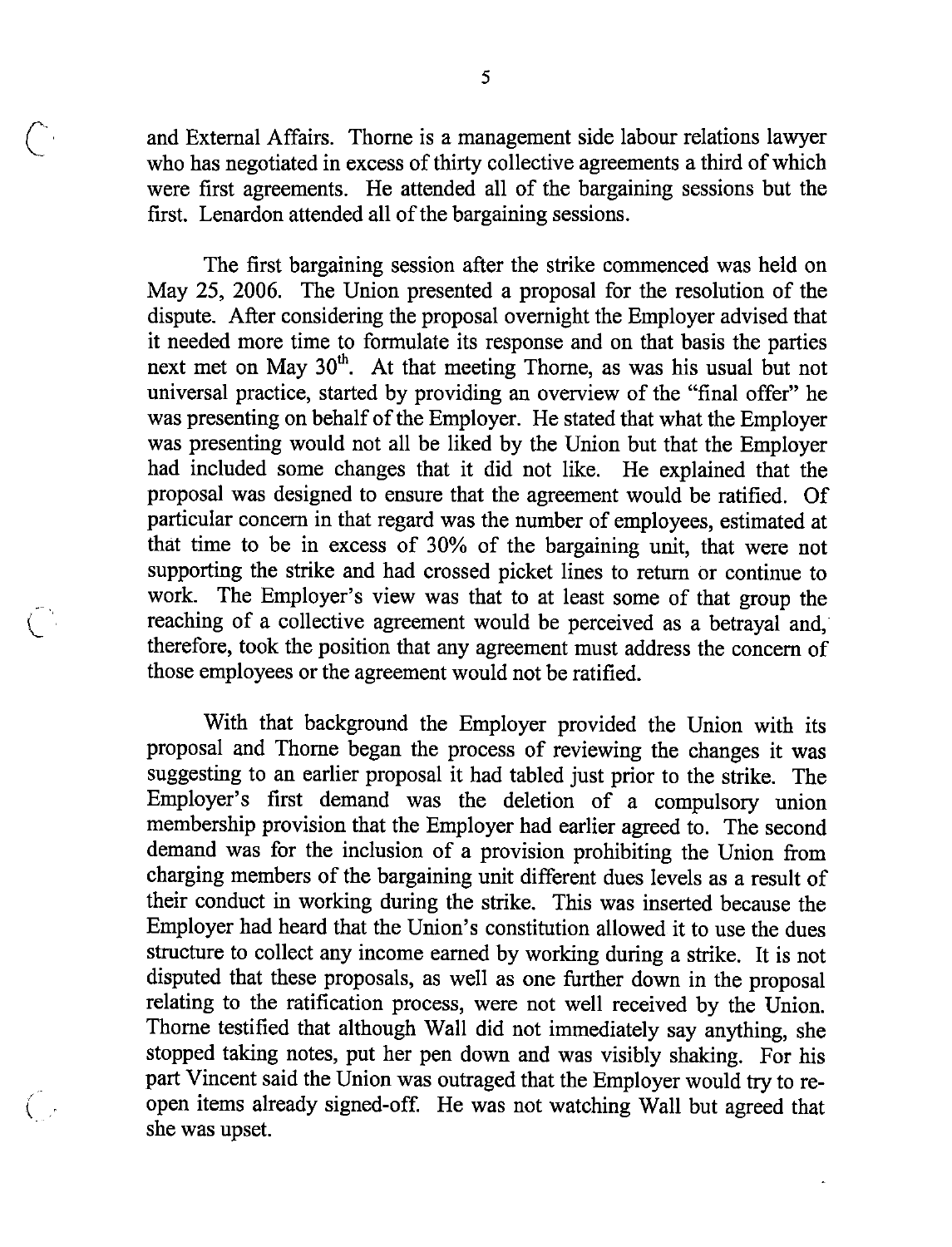and External Affairs. Thorne is a management side labour relations lawyer who has negotiated in excess of thirty collective agreements a third of which were first agreements. He attended all of the bargaining sessions but the first. Lenardon attended all of the bargaining sessions.

The first bargaining session after the strike commenced was held on May 25, 2006. The Union presented a proposal for the resolution of the dispute. After considering the proposal overnight the Employer advised that it needed more time to formulate its response and on that basis the parties next met on May 30th. At that meeting Thorne, as was his usual but not universal practice, started by providing an overview of the "final offer" he was presenting on behalf of the Employer. He stated that what the Employer was presenting would not all be liked by the Union but that the Employer had included some changes that it did not like. He explained that the proposal was designed to ensure that the agreement would be ratified. Of particular concern in that regard was the number of employees, estimated at that time to be in excess of 30% of the bargaining unit, that were not supporting the strike and had crossed picket lines to return or continue to work. The Employer's view was that to at least some of that group the reaching of a collective agreement would be perceived as a betrayal and, therefore, took the position that any agreement must address the concern of those employees or the agreement would not be ratified.

With that background the Employer provided the Union with its proposal and Thorne began the process of reviewing the changes it was suggesting to an earlier proposal it had tabled just prior to the strike. The Employer's first demand was the deletion of a compulsory union membership provision that the Employer had earlier agreed to. The second demand was for the inclusion of a provision prohibiting the Union from charging members of the bargaining unit different dues levels as a result of their conduct in working during the strike. This was inserted because the Employer had heard that the Union's constitution allowed it to use the dues structure to collect any income earned by working during a strike. It is not disputed that these proposals, as well as one further down in the proposal relating to the ratification process, were not well received by the Union. Thorne testified that although Wall did not immediately say anything, she stopped taking notes, put her pen down and was visibly shaking. For his part Vincent said the Union was outraged that the Employer would try to re-open items already signed-off. He was not watching Wall but agreed that she was upset.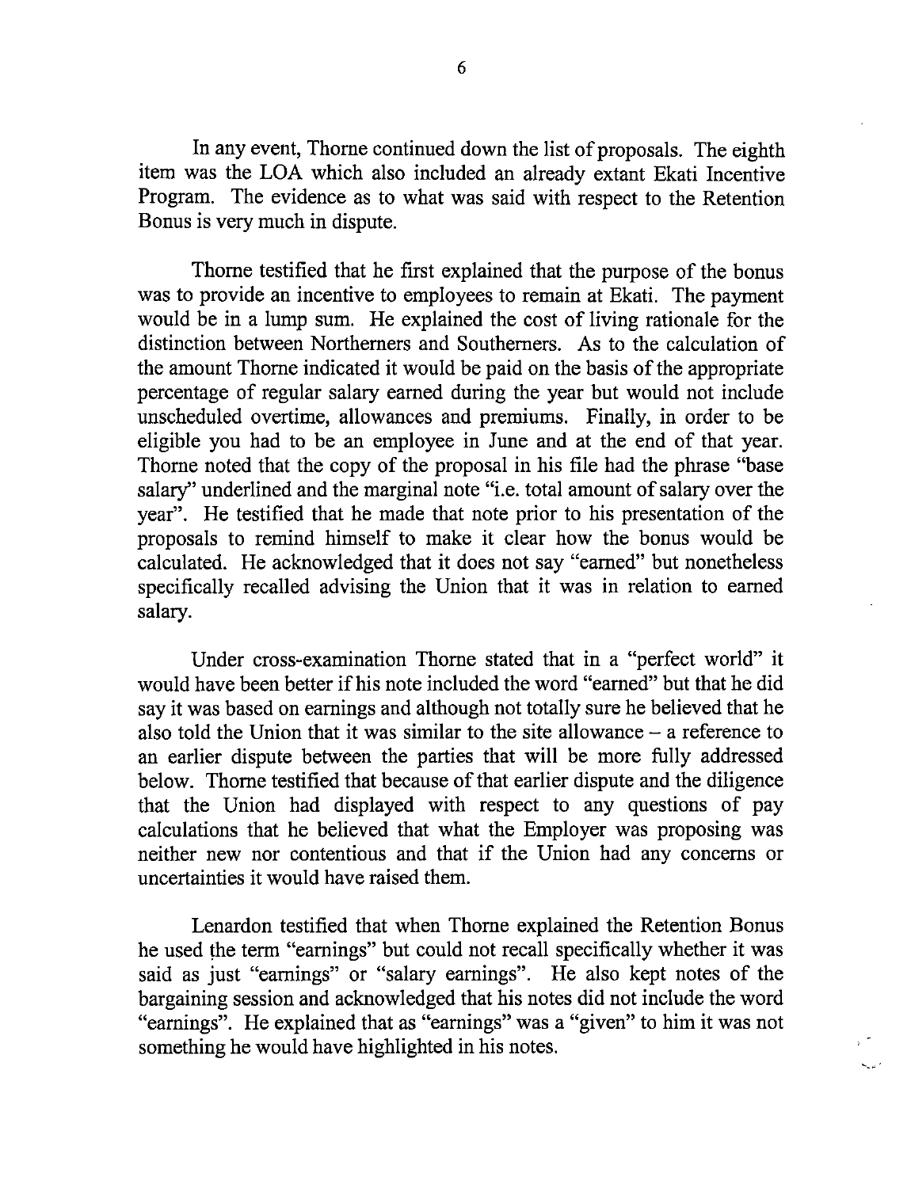In any event, Thorne continued down the list of proposals. The eighth item was the LOA which also included an already extant Ekati Incentive Program. The evidence as to what was said with respect to the Retention Bonus is very much in dispute.

Thorne testified that he first explained that the purpose of the bonus was to provide an incentive to employees to remain at Ekati. The payment would be in a lump sum. He explained the cost of living rationale for the distinction between Northerners and Southerners. As to the calculation of the amount Thorne indicated it would be paid on the basis of the appropriate percentage of regular salary earned during the year but would not include unscheduled overtime, allowances and premiums. Finally, in order to be eligible you had to be an employee in June and at the end of that year. Thorne noted that the copy of the proposal in his file had the phrase "base salary" underlined and the marginal note "i.e. total amount of salary over the year". He testified that he made that note prior to his presentation of the proposals to remind himself to make it clear how the bonus would be calculated. He acknowledged that it does not say "earned" but nonetheless specifically recalled advising the Union that it was in relation to earned salary.

Under cross-examination Thorne stated that in a "perfect world" it would have been better if his note included the word "earned" but that he did say it was based on earnings and although not totally sure he believed that he also told the Union that it was similar to the site allowance – a reference to an earlier dispute between the parties that will be more fully addressed below. Thorne testified that because of that earlier dispute and the diligence that the Union had displayed with respect to any questions of pay calculations that he believed that what the Employer was proposing was neither new nor contentious and that if the Union had any concerns or uncertainties it would have raised them.

Lenardon testified that when Thorne explained the Retention Bonus he used the term "earnings" but could not recall specifically whether it was said as just "earnings" or "salary earnings". He also kept notes of the bargaining session and acknowledged that his notes did not include the word "earnings". He explained that as "earnings" was a "given" to him it was not something he would have highlighted in his notes.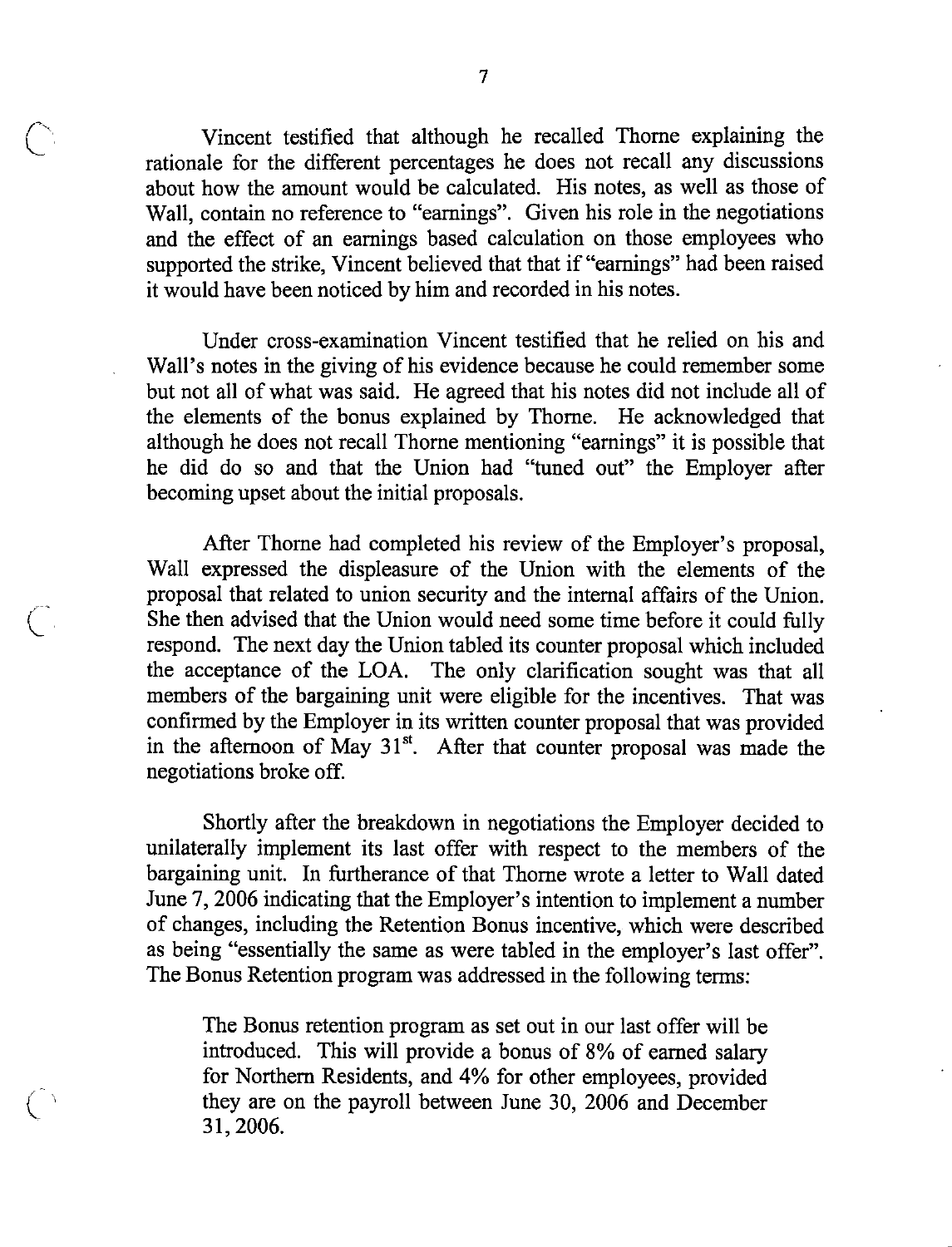Vincent testified that although he recalled Thorne explaining the rationale for the different percentages he does not recall any discussions about how the amount would be calculated. His notes, as well as those of Wall, contain no reference to "earnings". Given his role in the negotiations and the effect of an earnings based calculation on those employees who supported the strike, Vincent believed that that if "earnings" had been raised it would have been noticed by him and recorded in his notes.

Under cross-examination Vincent testified that he relied on his and Wall's notes in the giving of his evidence because he could remember some but not all of what was said. He agreed that his notes did not include all of the elements of the bonus explained by Thorne. He acknowledged that although he does not recall Thorne mentioning "earnings" it is possible that he did do so and that the Union had "tuned out" the Employer after becoming upset about the initial proposals.

After Thorne had completed his review of the Employer's proposal, Wall expressed the displeasure of the Union with the elements of the proposal that related to union security and the internal affairs of the Union. She then advised that the Union would need some time before it could fully respond. The next day the Union tabled its counter proposal which included the acceptance of the LOA. The only clarification sought was that all members of the bargaining unit were eligible for the incentives. That was confirmed by the Employer in its written counter proposal that was provided in the afternoon of May 31st. After that counter proposal was made the negotiations broke off.

Shortly after the breakdown in negotiations the Employer decided to unilaterally implement its last offer with respect to the members of the bargaining unit. In furtherance of that Thorne wrote a letter to Wall dated June 7, 2006 indicating that the Employer's intention to implement a number of changes, including the Retention Bonus incentive, which were described as being "essentially the same as were tabled in the employer's last offer". The Bonus Retention program was addressed in the following terms:

> The Bonus retention program as set out in our last offer will be introduced. This will provide a bonus of 8% of earned salary for Northern Residents, and 4% for other employees, provided they are on the payroll between June 30, 2006 and December 31, 2006.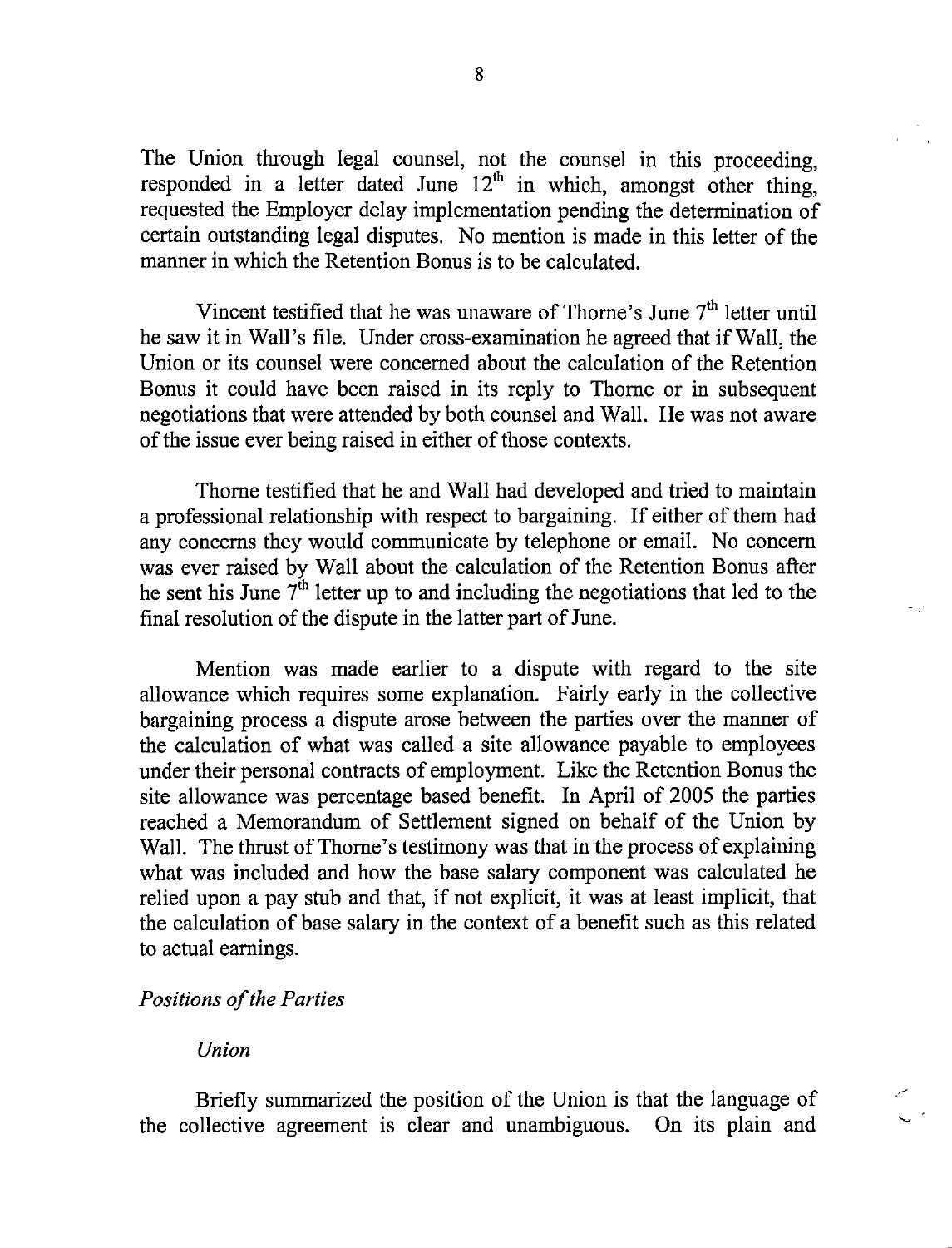The Union through legal counsel, not the counsel in this proceeding, responded in a letter dated June 12th in which, amongst other thing, requested the Employer delay implementation pending the determination of certain outstanding legal disputes. No mention is made in this letter of the manner in which the Retention Bonus is to be calculated.

Vincent testified that he was unaware of Thorne's June 7th letter until he saw it in Wall's file. Under cross-examination he agreed that if Wall, the Union or its counsel were concerned about the calculation of the Retention Bonus it could have been raised in its reply to Thorne or in subsequent negotiations that were attended by both counsel and Wall. He was not aware of the issue ever being raised in either of those contexts.

Thorne testified that he and Wall had developed and tried to maintain a professional relationship with respect to bargaining. If either of them had any concerns they would communicate by telephone or email. No concern was ever raised by Wall about the calculation of the Retention Bonus after he sent his June 7th letter up to and including the negotiations that led to the final resolution of the dispute in the latter part of June.

Mention was made earlier to a dispute with regard to the site allowance which requires some explanation. Fairly early in the collective bargaining process a dispute arose between the parties over the manner of the calculation of what was called a site allowance payable to employees under their personal contracts of employment. Like the Retention Bonus the site allowance was percentage based benefit. In April of 2005 the parties reached a Memorandum of Settlement signed on behalf of the Union by Wall. The thrust of Thorne's testimony was that in the process of explaining what was included and how the base salary component was calculated he relied upon a pay stub and that, if not explicit, it was at least implicit, that the calculation of base salary in the context of a benefit such as this related to actual earnings.

*Positions of the Parties*

*Union*

Briefly summarized the position of the Union is that the language of the collective agreement is clear and unambiguous. On its plain and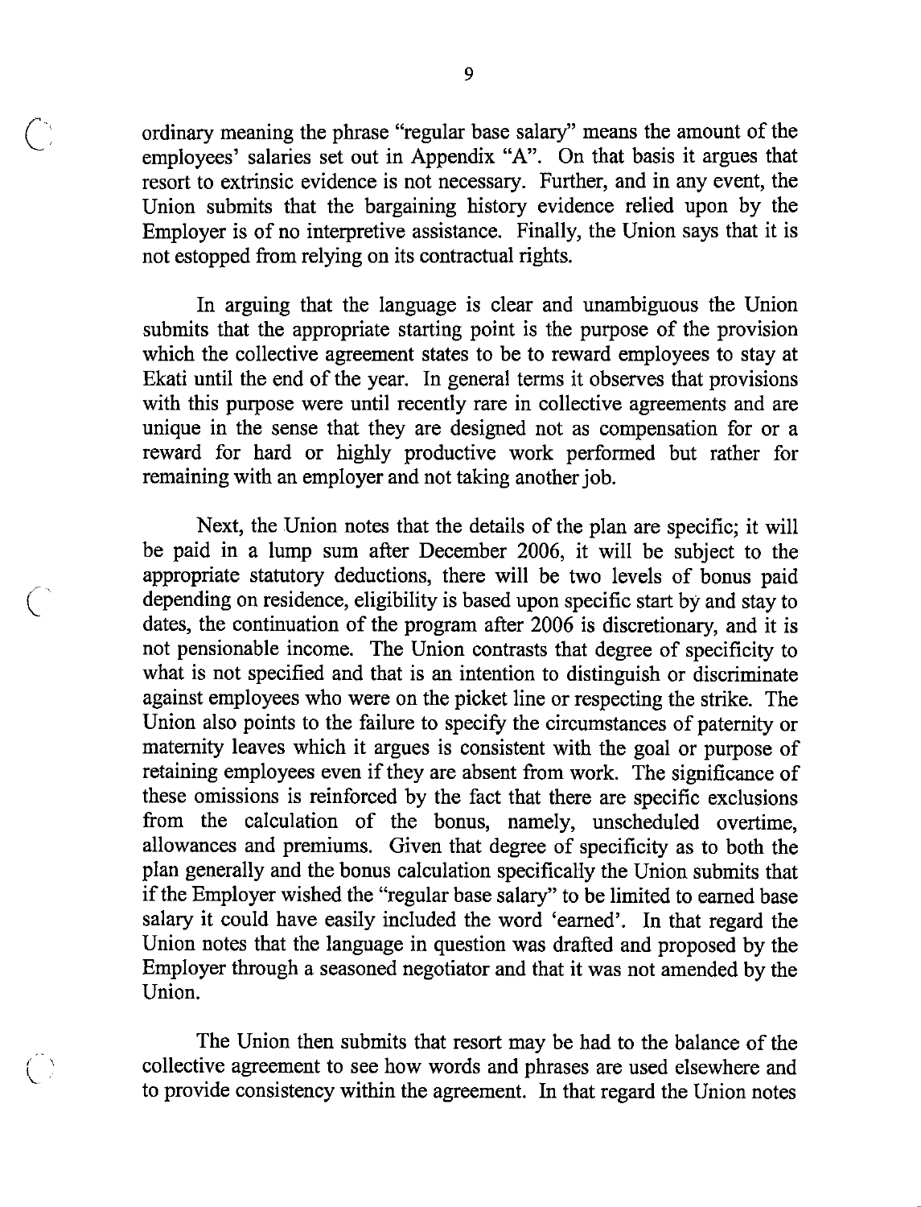ordinary meaning the phrase "regular base salary" means the amount of the employees' salaries set out in Appendix "A". On that basis it argues that resort to extrinsic evidence is not necessary. Further, and in any event, the Union submits that the bargaining history evidence relied upon by the Employer is of no interpretive assistance. Finally, the Union says that it is not estopped from relying on its contractual rights.

In arguing that the language is clear and unambiguous the Union submits that the appropriate starting point is the purpose of the provision which the collective agreement states to be to reward employees to stay at Ekati until the end of the year. In general terms it observes that provisions with this purpose were until recently rare in collective agreements and are unique in the sense that they are designed not as compensation for or a reward for hard or highly productive work performed but rather for remaining with an employer and not taking another job.

Next, the Union notes that the details of the plan are specific; it will be paid in a lump sum after December 2006, it will be subject to the appropriate statutory deductions, there will be two levels of bonus paid depending on residence, eligibility is based upon specific start by and stay to dates, the continuation of the program after 2006 is discretionary, and it is not pensionable income. The Union contrasts that degree of specificity to what is not specified and that is an intention to distinguish or discriminate against employees who were on the picket line or respecting the strike. The Union also points to the failure to specify the circumstances of paternity or maternity leaves which it argues is consistent with the goal or purpose of retaining employees even if they are absent from work. The significance of these omissions is reinforced by the fact that there are specific exclusions from the calculation of the bonus, namely, unscheduled overtime, allowances and premiums. Given that degree of specificity as to both the plan generally and the bonus calculation specifically the Union submits that if the Employer wished the "regular base salary" to be limited to earned base salary it could have easily included the word 'earned'. In that regard the Union notes that the language in question was drafted and proposed by the Employer through a seasoned negotiator and that it was not amended by the Union.

The Union then submits that resort may be had to the balance of the collective agreement to see how words and phrases are used elsewhere and to provide consistency within the agreement. In that regard the Union notes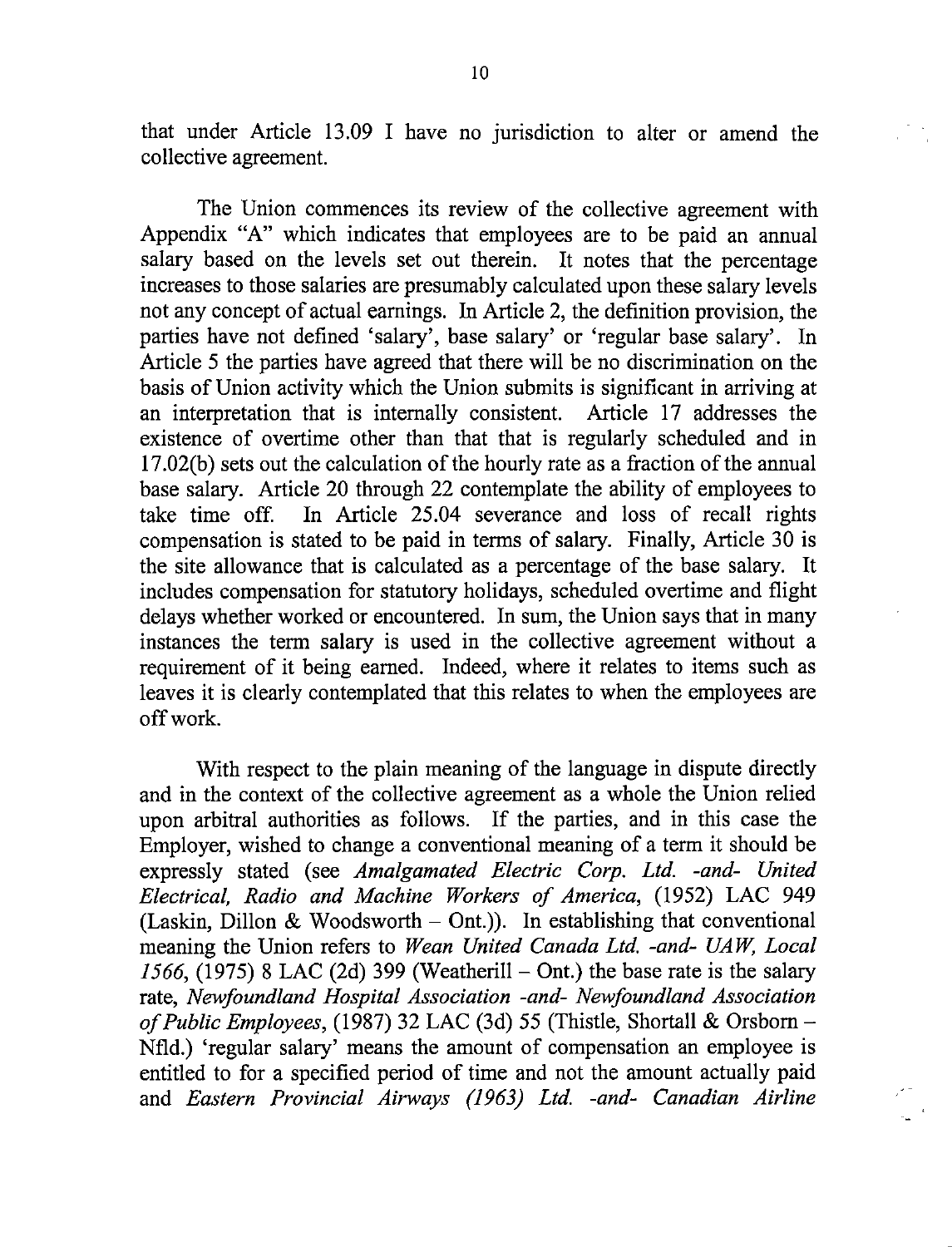that under Article 13.09 I have no jurisdiction to alter or amend the collective agreement.

The Union commences its review of the collective agreement with Appendix "A" which indicates that employees are to be paid an annual salary based on the levels set out therein. It notes that the percentage increases to those salaries are presumably calculated upon these salary levels not any concept of actual earnings. In Article 2, the definition provision, the parties have not defined 'salary', base salary' or 'regular base salary'. In Article 5 the parties have agreed that there will be no discrimination on the basis of Union activity which the Union submits is significant in arriving at an interpretation that is internally consistent. Article 17 addresses the existence of overtime other than that that is regularly scheduled and in 17.02(b) sets out the calculation of the hourly rate as a fraction of the annual base salary. Article 20 through 22 contemplate the ability of employees to take time off. In Article 25.04 severance and loss of recall rights compensation is stated to be paid in terms of salary. Finally, Article 30 is the site allowance that is calculated as a percentage of the base salary. It includes compensation for statutory holidays, scheduled overtime and flight delays whether worked or encountered. In sum, the Union says that in many instances the term salary is used in the collective agreement without a requirement of it being earned. Indeed, where it relates to items such as leaves it is clearly contemplated that this relates to when the employees are off work.

With respect to the plain meaning of the language in dispute directly and in the context of the collective agreement as a whole the Union relied upon arbitral authorities as follows. If the parties, and in this case the Employer, wished to change a conventional meaning of a term it should be expressly stated (see *Amalgamated Electric Corp. Ltd. -and- United Electrical, Radio and Machine Workers of America*, (1952) LAC 949 (Laskin, Dillon & Woodsworth – Ont.)). In establishing that conventional meaning the Union refers to *Wean United Canada Ltd. -and- UAW, Local 1566*, (1975) 8 LAC (2d) 399 (Weatherill – Ont.) the base rate is the salary rate, *Newfoundland Hospital Association -and- Newfoundland Association of Public Employees*, (1987) 32 LAC (3d) 55 (Thistle, Shortall & Orsborn – Nfld.) 'regular salary' means the amount of compensation an employee is entitled to for a specified period of time and not the amount actually paid and *Eastern Provincial Airways (1963) Ltd. -and- Canadian Airline*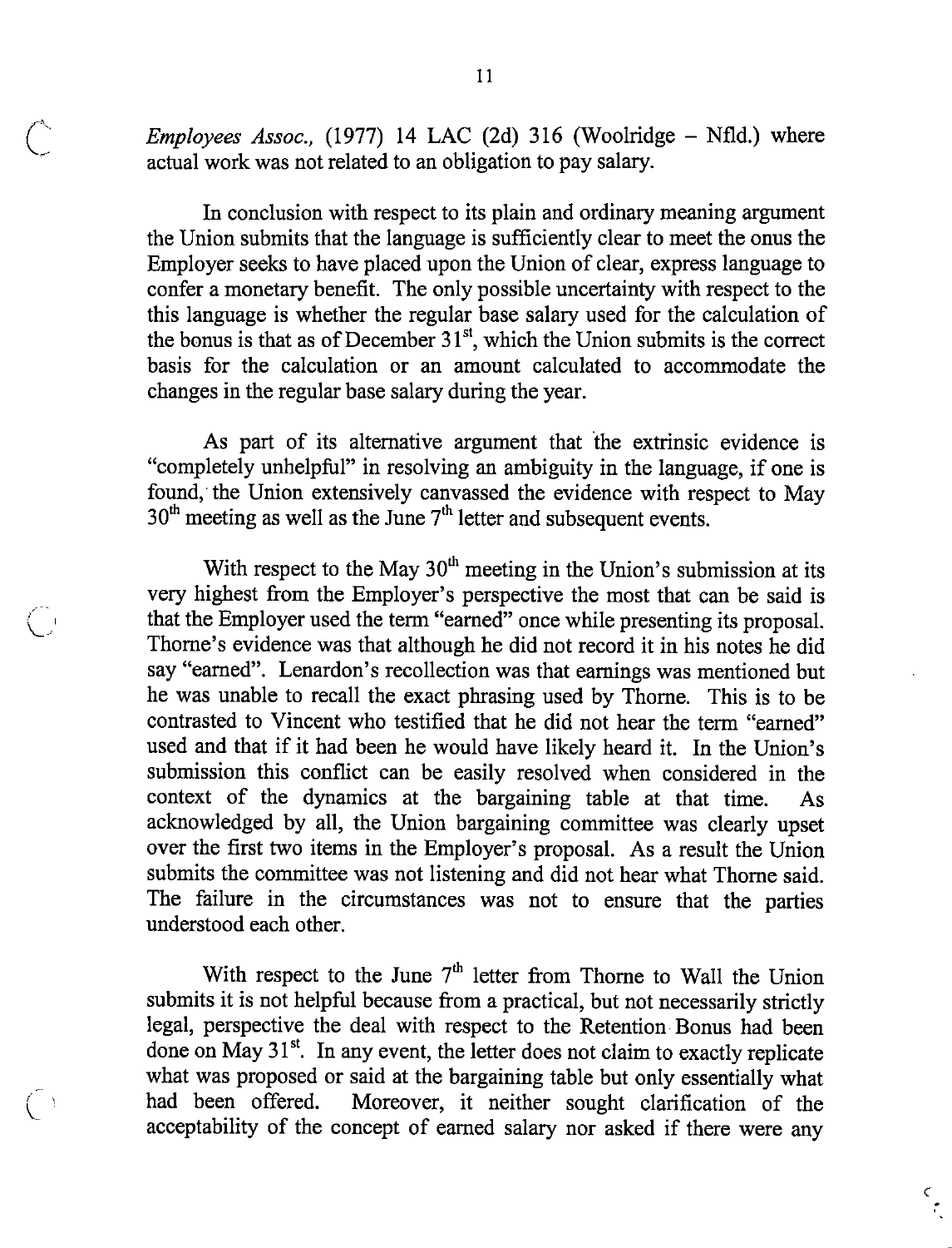*Employees Assoc.,* (1977) 14 LAC (2d) 316 (Woolridge – Nfld.) where actual work was not related to an obligation to pay salary.

In conclusion with respect to its plain and ordinary meaning argument the Union submits that the language is sufficiently clear to meet the onus the Employer seeks to have placed upon the Union of clear, express language to confer a monetary benefit. The only possible uncertainty with respect to the this language is whether the regular base salary used for the calculation of the bonus is that as of December 31st, which the Union submits is the correct basis for the calculation or an amount calculated to accommodate the changes in the regular base salary during the year.

As part of its alternative argument that the extrinsic evidence is "completely unhelpful" in resolving an ambiguity in the language, if one is found, the Union extensively canvassed the evidence with respect to May 30th meeting as well as the June 7th letter and subsequent events.

With respect to the May 30th meeting in the Union's submission at its very highest from the Employer's perspective the most that can be said is that the Employer used the term "earned" once while presenting its proposal. Thorne's evidence was that although he did not record it in his notes he did say "earned". Lenardon's recollection was that earnings was mentioned but he was unable to recall the exact phrasing used by Thorne. This is to be contrasted to Vincent who testified that he did not hear the term "earned" used and that if it had been he would have likely heard it. In the Union's submission this conflict can be easily resolved when considered in the context of the dynamics at the bargaining table at that time. As acknowledged by all, the Union bargaining committee was clearly upset over the first two items in the Employer's proposal. As a result the Union submits the committee was not listening and did not hear what Thorne said. The failure in the circumstances was not to ensure that the parties understood each other.

With respect to the June 7th letter from Thorne to Wall the Union submits it is not helpful because from a practical, but not necessarily strictly legal, perspective the deal with respect to the Retention Bonus had been done on May 31st. In any event, the letter does not claim to exactly replicate what was proposed or said at the bargaining table but only essentially what had been offered. Moreover, it neither sought clarification of the acceptability of the concept of earned salary nor asked if there were any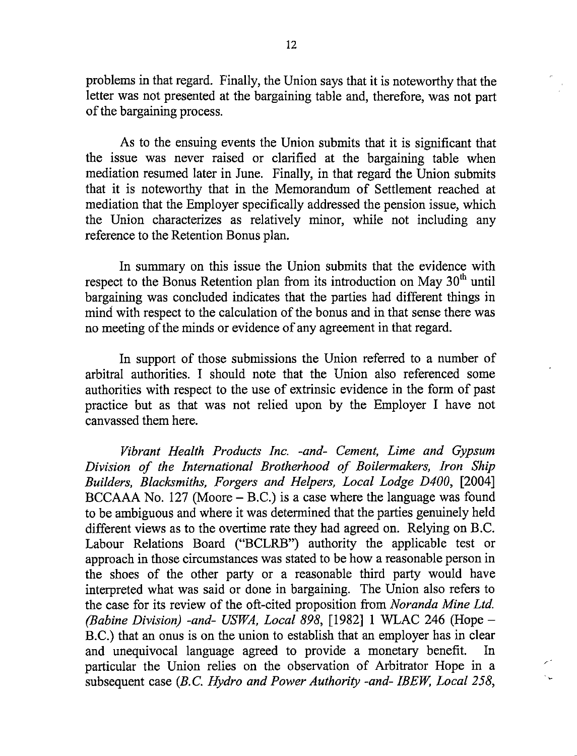problems in that regard. Finally, the Union says that it is noteworthy that the letter was not presented at the bargaining table and, therefore, was not part of the bargaining process.

As to the ensuing events the Union submits that it is significant that the issue was never raised or clarified at the bargaining table when mediation resumed later in June. Finally, in that regard the Union submits that it is noteworthy that in the Memorandum of Settlement reached at mediation that the Employer specifically addressed the pension issue, which the Union characterizes as relatively minor, while not including any reference to the Retention Bonus plan.

In summary on this issue the Union submits that the evidence with respect to the Bonus Retention plan from its introduction on May 30th until bargaining was concluded indicates that the parties had different things in mind with respect to the calculation of the bonus and in that sense there was no meeting of the minds or evidence of any agreement in that regard.

In support of those submissions the Union referred to a number of arbitral authorities. I should note that the Union also referenced some authorities with respect to the use of extrinsic evidence in the form of past practice but as that was not relied upon by the Employer I have not canvassed them here.

*Vibrant Health Products Inc. -and- Cement, Lime and Gypsum Division of the International Brotherhood of Boilermakers, Iron Ship Builders, Blacksmiths, Forgers and Helpers, Local Lodge D400*, [2004] BCCAAA No. 127 (Moore – B.C.) is a case where the language was found to be ambiguous and where it was determined that the parties genuinely held different views as to the overtime rate they had agreed on. Relying on B.C. Labour Relations Board ("BCLRB") authority the applicable test or approach in those circumstances was stated to be how a reasonable person in the shoes of the other party or a reasonable third party would have interpreted what was said or done in bargaining. The Union also refers to the case for its review of the oft-cited proposition from *Noranda Mine Ltd. (Babine Division) -and- USWA, Local 898*, [1982] 1 WLAC 246 (Hope – B.C.) that an onus is on the union to establish that an employer has in clear and unequivocal language agreed to provide a monetary benefit. In particular the Union relies on the observation of Arbitrator Hope in a subsequent case (*B.C. Hydro and Power Authority -and- IBEW, Local 258*,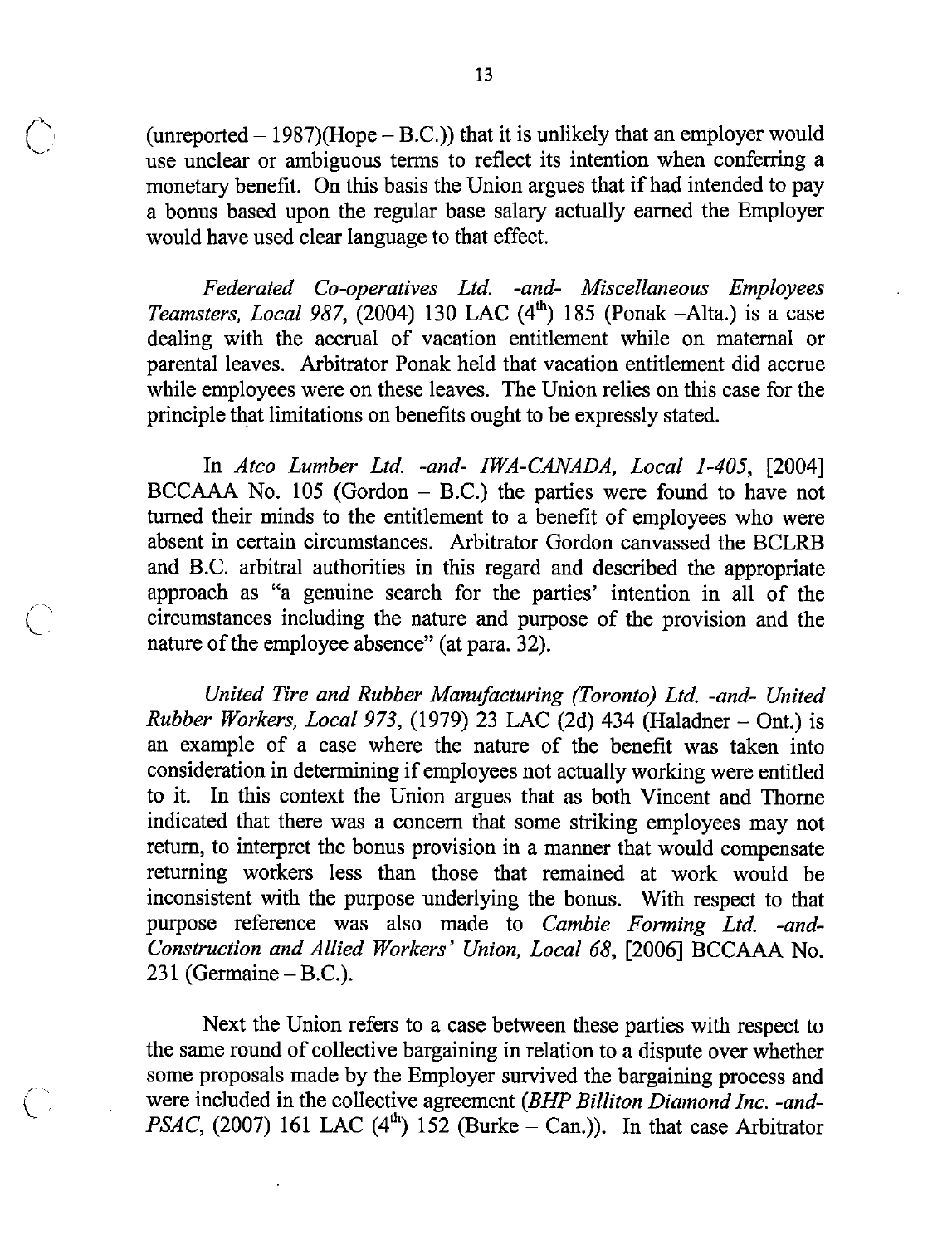(unreported – 1987)(Hope – B.C.)) that it is unlikely that an employer would use unclear or ambiguous terms to reflect its intention when conferring a monetary benefit. On this basis the Union argues that if had intended to pay a bonus based upon the regular base salary actually earned the Employer would have used clear language to that effect.

*Federated Co-operatives Ltd. -and- Miscellaneous Employees Teamsters, Local 987*, (2004) 130 LAC (4th) 185 (Ponak –Alta.) is a case dealing with the accrual of vacation entitlement while on maternal or parental leaves. Arbitrator Ponak held that vacation entitlement did accrue while employees were on these leaves. The Union relies on this case for the principle that limitations on benefits ought to be expressly stated.

In *Atco Lumber Ltd. -and- IWA-CANADA, Local 1-405*, [2004] BCCAAA No. 105 (Gordon – B.C.) the parties were found to have not turned their minds to the entitlement to a benefit of employees who were absent in certain circumstances. Arbitrator Gordon canvassed the BCLRB and B.C. arbitral authorities in this regard and described the appropriate approach as "a genuine search for the parties' intention in all of the circumstances including the nature and purpose of the provision and the nature of the employee absence" (at para. 32).

*United Tire and Rubber Manufacturing (Toronto) Ltd. -and- United Rubber Workers, Local 973*, (1979) 23 LAC (2d) 434 (Haladner – Ont.) is an example of a case where the nature of the benefit was taken into consideration in determining if employees not actually working were entitled to it. In this context the Union argues that as both Vincent and Thorne indicated that there was a concern that some striking employees may not return, to interpret the bonus provision in a manner that would compensate returning workers less than those that remained at work would be inconsistent with the purpose underlying the bonus. With respect to that purpose reference was also made to *Cambie Forming Ltd. -and- Construction and Allied Workers' Union, Local 68*, [2006] BCCAAA No. 231 (Germaine – B.C.).

Next the Union refers to a case between these parties with respect to the same round of collective bargaining in relation to a dispute over whether some proposals made by the Employer survived the bargaining process and were included in the collective agreement (*BHP Billiton Diamond Inc. -and- PSAC*, (2007) 161 LAC (4th) 152 (Burke – Can.)). In that case Arbitrator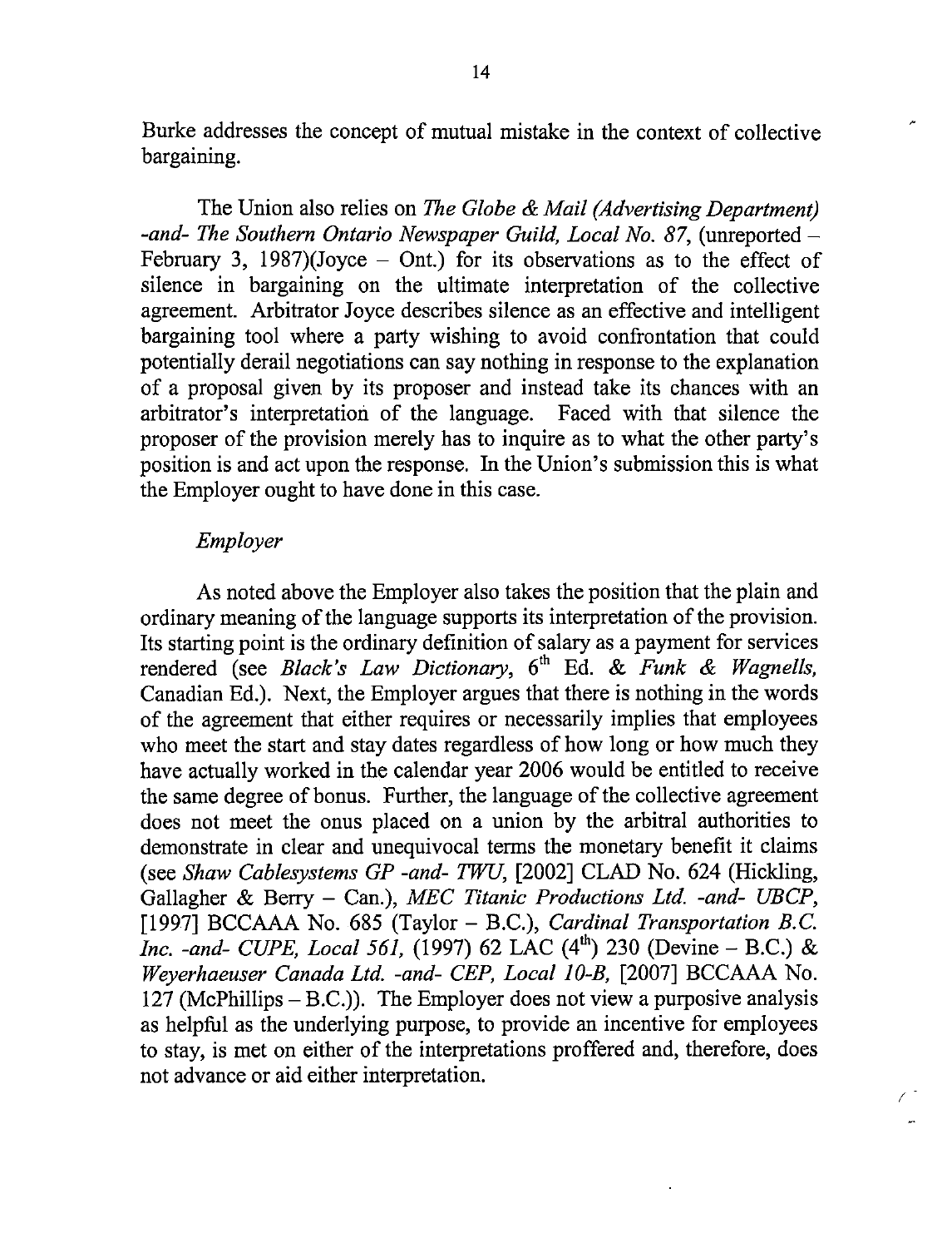Burke addresses the concept of mutual mistake in the context of collective bargaining.

The Union also relies on *The Globe & Mail (Advertising Department) -and- The Southern Ontario Newspaper Guild, Local No. 87*, (unreported – February 3, 1987)(Joyce – Ont.) for its observations as to the effect of silence in bargaining on the ultimate interpretation of the collective agreement. Arbitrator Joyce describes silence as an effective and intelligent bargaining tool where a party wishing to avoid confrontation that could potentially derail negotiations can say nothing in response to the explanation of a proposal given by its proposer and instead take its chances with an arbitrator's interpretation of the language. Faced with that silence the proposer of the provision merely has to inquire as to what the other party's position is and act upon the response. In the Union's submission this is what the Employer ought to have done in this case.

*Employer*

As noted above the Employer also takes the position that the plain and ordinary meaning of the language supports its interpretation of the provision. Its starting point is the ordinary definition of salary as a payment for services rendered (see *Black's Law Dictionary*, 6th Ed. & *Funk & Wagnells*, Canadian Ed.). Next, the Employer argues that there is nothing in the words of the agreement that either requires or necessarily implies that employees who meet the start and stay dates regardless of how long or how much they have actually worked in the calendar year 2006 would be entitled to receive the same degree of bonus. Further, the language of the collective agreement does not meet the onus placed on a union by the arbitral authorities to demonstrate in clear and unequivocal terms the monetary benefit it claims (see *Shaw Cablesystems GP -and- TWU*, [2002] CLAD No. 624 (Hickling, Gallagher & Berry – Can.), *MEC Titanic Productions Ltd. -and- UBCP*, [1997] BCCAAA No. 685 (Taylor – B.C.), *Cardinal Transportation B.C. Inc. -and- CUPE, Local 561*, (1997) 62 LAC (4th) 230 (Devine – B.C.) & *Weyerhaeuser Canada Ltd. -and- CEP, Local 10-B*, [2007] BCCAAA No. 127 (McPhillips – B.C.)). The Employer does not view a purposive analysis as helpful as the underlying purpose, to provide an incentive for employees to stay, is met on either of the interpretations proffered and, therefore, does not advance or aid either interpretation.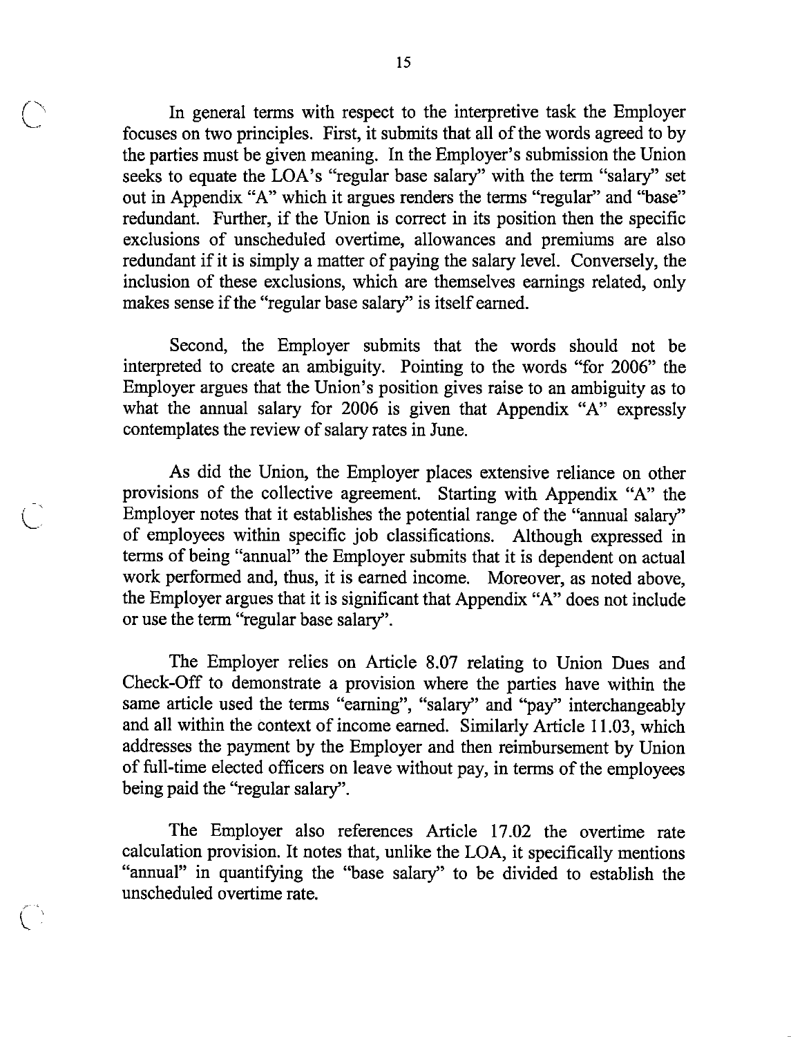In general terms with respect to the interpretive task the Employer focuses on two principles. First, it submits that all of the words agreed to by the parties must be given meaning. In the Employer's submission the Union seeks to equate the LOA's "regular base salary" with the term "salary" set out in Appendix "A" which it argues renders the terms "regular" and "base" redundant. Further, if the Union is correct in its position then the specific exclusions of unscheduled overtime, allowances and premiums are also redundant if it is simply a matter of paying the salary level. Conversely, the inclusion of these exclusions, which are themselves earnings related, only makes sense if the "regular base salary" is itself earned.

Second, the Employer submits that the words should not be interpreted to create an ambiguity. Pointing to the words "for 2006" the Employer argues that the Union's position gives raise to an ambiguity as to what the annual salary for 2006 is given that Appendix "A" expressly contemplates the review of salary rates in June.

As did the Union, the Employer places extensive reliance on other provisions of the collective agreement. Starting with Appendix "A" the Employer notes that it establishes the potential range of the "annual salary" of employees within specific job classifications. Although expressed in terms of being "annual" the Employer submits that it is dependent on actual work performed and, thus, it is earned income. Moreover, as noted above, the Employer argues that it is significant that Appendix "A" does not include or use the term "regular base salary".

The Employer relies on Article 8.07 relating to Union Dues and Check-Off to demonstrate a provision where the parties have within the same article used the terms "earning", "salary" and "pay" interchangeably and all within the context of income earned. Similarly Article 11.03, which addresses the payment by the Employer and then reimbursement by Union of full-time elected officers on leave without pay, in terms of the employees being paid the "regular salary".

The Employer also references Article 17.02 the overtime rate calculation provision. It notes that, unlike the LOA, it specifically mentions "annual" in quantifying the "base salary" to be divided to establish the unscheduled overtime rate.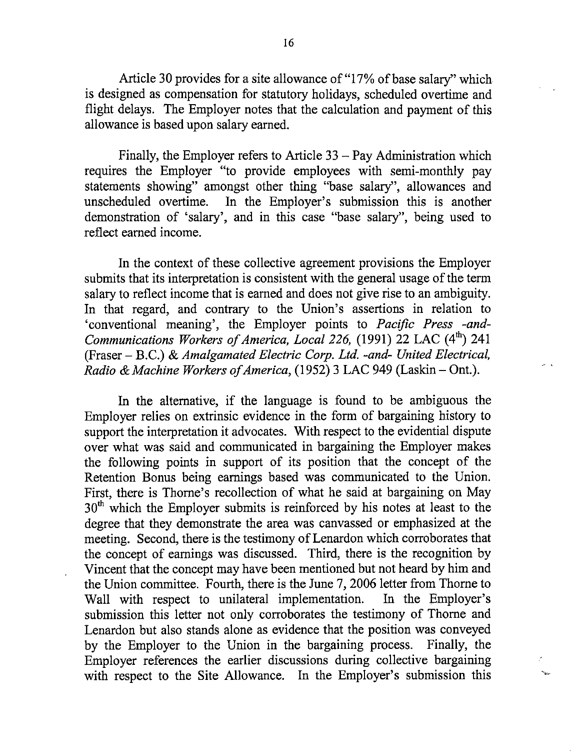Article 30 provides for a site allowance of "17% of base salary" which is designed as compensation for statutory holidays, scheduled overtime and flight delays. The Employer notes that the calculation and payment of this allowance is based upon salary earned.

Finally, the Employer refers to Article 33 – Pay Administration which requires the Employer "to provide employees with semi-monthly pay statements showing" amongst other thing "base salary", allowances and unscheduled overtime. In the Employer's submission this is another demonstration of 'salary', and in this case "base salary", being used to reflect earned income.

In the context of these collective agreement provisions the Employer submits that its interpretation is consistent with the general usage of the term salary to reflect income that is earned and does not give rise to an ambiguity. In that regard, and contrary to the Union's assertions in relation to 'conventional meaning', the Employer points to *Pacific Press -and- Communications Workers of America, Local 226,* (1991) 22 LAC (4th) 241 (Fraser – B.C.) & *Amalgamated Electric Corp. Ltd. -and- United Electrical, Radio & Machine Workers of America,* (1952) 3 LAC 949 (Laskin – Ont.).

In the alternative, if the language is found to be ambiguous the Employer relies on extrinsic evidence in the form of bargaining history to support the interpretation it advocates. With respect to the evidential dispute over what was said and communicated in bargaining the Employer makes the following points in support of its position that the concept of the Retention Bonus being earnings based was communicated to the Union. First, there is Thorne's recollection of what he said at bargaining on May 30th which the Employer submits is reinforced by his notes at least to the degree that they demonstrate the area was canvassed or emphasized at the meeting. Second, there is the testimony of Lenardon which corroborates that the concept of earnings was discussed. Third, there is the recognition by Vincent that the concept may have been mentioned but not heard by him and the Union committee. Fourth, there is the June 7, 2006 letter from Thorne to Wall with respect to unilateral implementation. In the Employer's submission this letter not only corroborates the testimony of Thorne and Lenardon but also stands alone as evidence that the position was conveyed by the Employer to the Union in the bargaining process. Finally, the Employer references the earlier discussions during collective bargaining with respect to the Site Allowance. In the Employer's submission this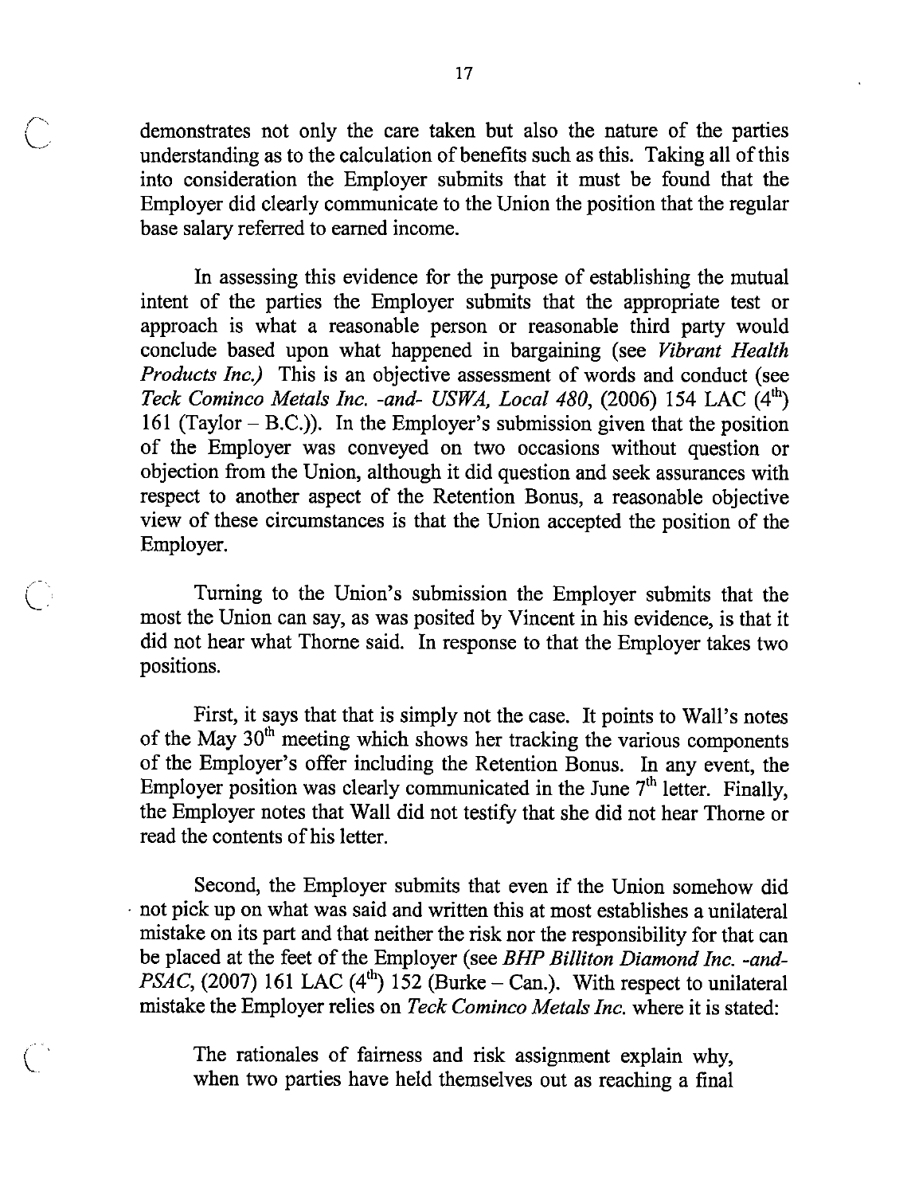demonstrates not only the care taken but also the nature of the parties understanding as to the calculation of benefits such as this. Taking all of this into consideration the Employer submits that it must be found that the Employer did clearly communicate to the Union the position that the regular base salary referred to earned income.

In assessing this evidence for the purpose of establishing the mutual intent of the parties the Employer submits that the appropriate test or approach is what a reasonable person or reasonable third party would conclude based upon what happened in bargaining (see *Vibrant Health Products Inc.)* This is an objective assessment of words and conduct (see *Teck Cominco Metals Inc. -and- USWA, Local 480*, (2006) 154 LAC (4th) 161 (Taylor – B.C.)). In the Employer's submission given that the position of the Employer was conveyed on two occasions without question or objection from the Union, although it did question and seek assurances with respect to another aspect of the Retention Bonus, a reasonable objective view of these circumstances is that the Union accepted the position of the Employer.

Turning to the Union's submission the Employer submits that the most the Union can say, as was posited by Vincent in his evidence, is that it did not hear what Thorne said. In response to that the Employer takes two positions.

First, it says that that is simply not the case. It points to Wall's notes of the May 30th meeting which shows her tracking the various components of the Employer's offer including the Retention Bonus. In any event, the Employer position was clearly communicated in the June 7th letter. Finally, the Employer notes that Wall did not testify that she did not hear Thorne or read the contents of his letter.

Second, the Employer submits that even if the Union somehow did not pick up on what was said and written this at most establishes a unilateral mistake on its part and that neither the risk nor the responsibility for that can be placed at the feet of the Employer (see *BHP Billiton Diamond Inc. -and- PSAC*, (2007) 161 LAC (4th) 152 (Burke – Can.). With respect to unilateral mistake the Employer relies on *Teck Cominco Metals Inc.* where it is stated:

> The rationales of fairness and risk assignment explain why, when two parties have held themselves out as reaching a final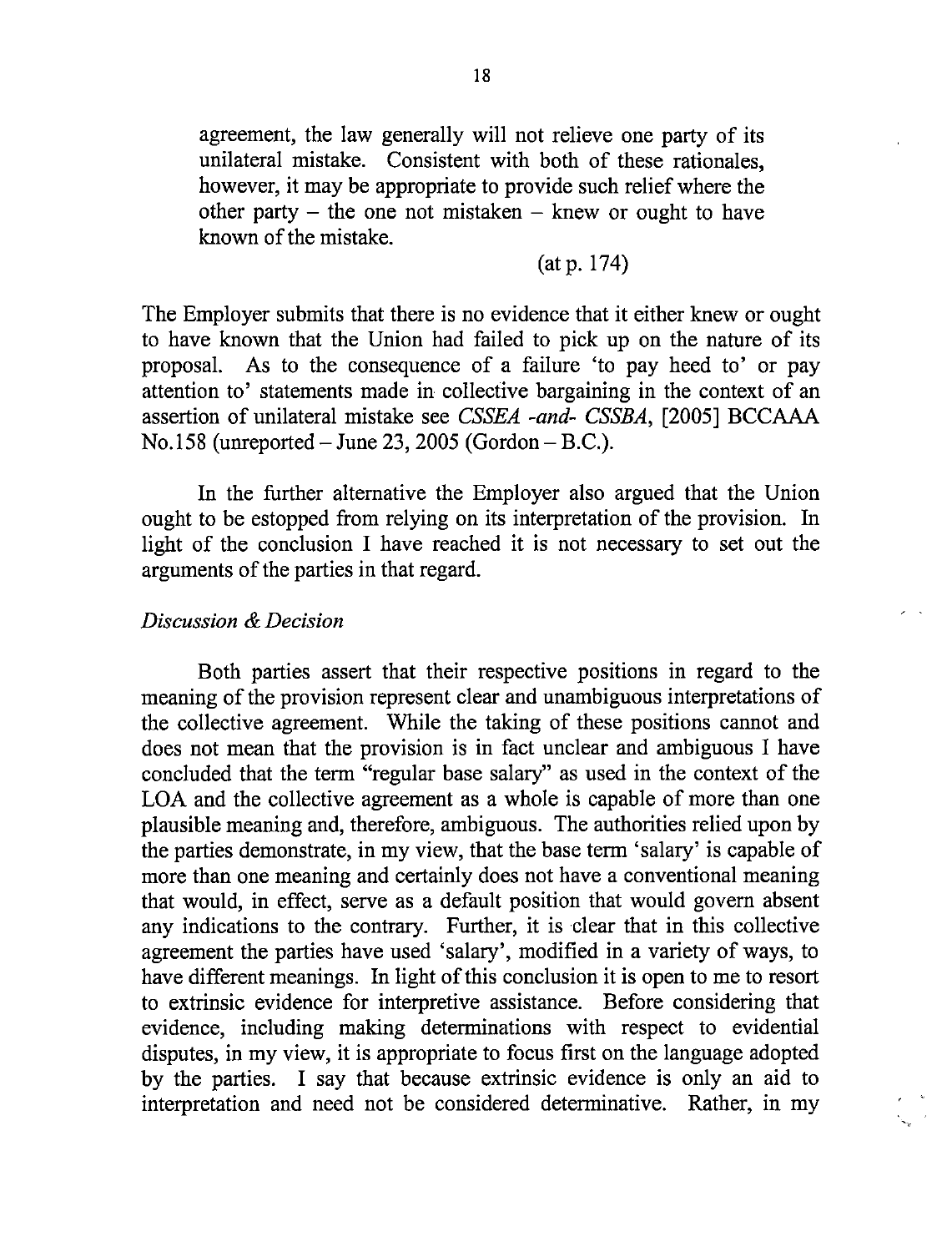agreement, the law generally will not relieve one party of its unilateral mistake. Consistent with both of these rationales, however, it may be appropriate to provide such relief where the other party – the one not mistaken – knew or ought to have known of the mistake.

(at p. 174)

The Employer submits that there is no evidence that it either knew or ought to have known that the Union had failed to pick up on the nature of its proposal. As to the consequence of a failure 'to pay heed to' or pay attention to' statements made in collective bargaining in the context of an assertion of unilateral mistake see *CSSEA -and- CSSBA*, [2005] BCCAAA No.158 (unreported – June 23, 2005 (Gordon – B.C.).

In the further alternative the Employer also argued that the Union ought to be estopped from relying on its interpretation of the provision. In light of the conclusion I have reached it is not necessary to set out the arguments of the parties in that regard.

*Discussion & Decision*

Both parties assert that their respective positions in regard to the meaning of the provision represent clear and unambiguous interpretations of the collective agreement. While the taking of these positions cannot and does not mean that the provision is in fact unclear and ambiguous I have concluded that the term "regular base salary" as used in the context of the LOA and the collective agreement as a whole is capable of more than one plausible meaning and, therefore, ambiguous. The authorities relied upon by the parties demonstrate, in my view, that the base term 'salary' is capable of more than one meaning and certainly does not have a conventional meaning that would, in effect, serve as a default position that would govern absent any indications to the contrary. Further, it is clear that in this collective agreement the parties have used 'salary', modified in a variety of ways, to have different meanings. In light of this conclusion it is open to me to resort to extrinsic evidence for interpretive assistance. Before considering that evidence, including making determinations with respect to evidential disputes, in my view, it is appropriate to focus first on the language adopted by the parties. I say that because extrinsic evidence is only an aid to interpretation and need not be considered determinative. Rather, in my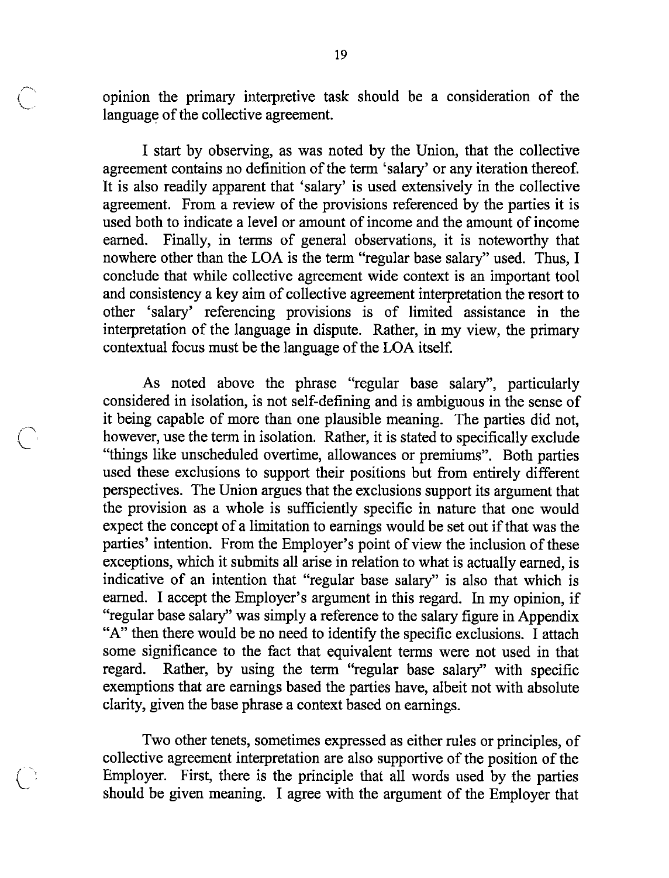opinion the primary interpretive task should be a consideration of the language of the collective agreement.

I start by observing, as was noted by the Union, that the collective agreement contains no definition of the term 'salary' or any iteration thereof. It is also readily apparent that 'salary' is used extensively in the collective agreement. From a review of the provisions referenced by the parties it is used both to indicate a level or amount of income and the amount of income earned. Finally, in terms of general observations, it is noteworthy that nowhere other than the LOA is the term "regular base salary" used. Thus, I conclude that while collective agreement wide context is an important tool and consistency a key aim of collective agreement interpretation the resort to other 'salary' referencing provisions is of limited assistance in the interpretation of the language in dispute. Rather, in my view, the primary contextual focus must be the language of the LOA itself.

As noted above the phrase "regular base salary", particularly considered in isolation, is not self-defining and is ambiguous in the sense of it being capable of more than one plausible meaning. The parties did not, however, use the term in isolation. Rather, it is stated to specifically exclude "things like unscheduled overtime, allowances or premiums". Both parties used these exclusions to support their positions but from entirely different perspectives. The Union argues that the exclusions support its argument that the provision as a whole is sufficiently specific in nature that one would expect the concept of a limitation to earnings would be set out if that was the parties' intention. From the Employer's point of view the inclusion of these exceptions, which it submits all arise in relation to what is actually earned, is indicative of an intention that "regular base salary" is also that which is earned. I accept the Employer's argument in this regard. In my opinion, if "regular base salary" was simply a reference to the salary figure in Appendix "A" then there would be no need to identify the specific exclusions. I attach some significance to the fact that equivalent terms were not used in that regard. Rather, by using the term "regular base salary" with specific exemptions that are earnings based the parties have, albeit not with absolute clarity, given the base phrase a context based on earnings.

Two other tenets, sometimes expressed as either rules or principles, of collective agreement interpretation are also supportive of the position of the Employer. First, there is the principle that all words used by the parties should be given meaning. I agree with the argument of the Employer that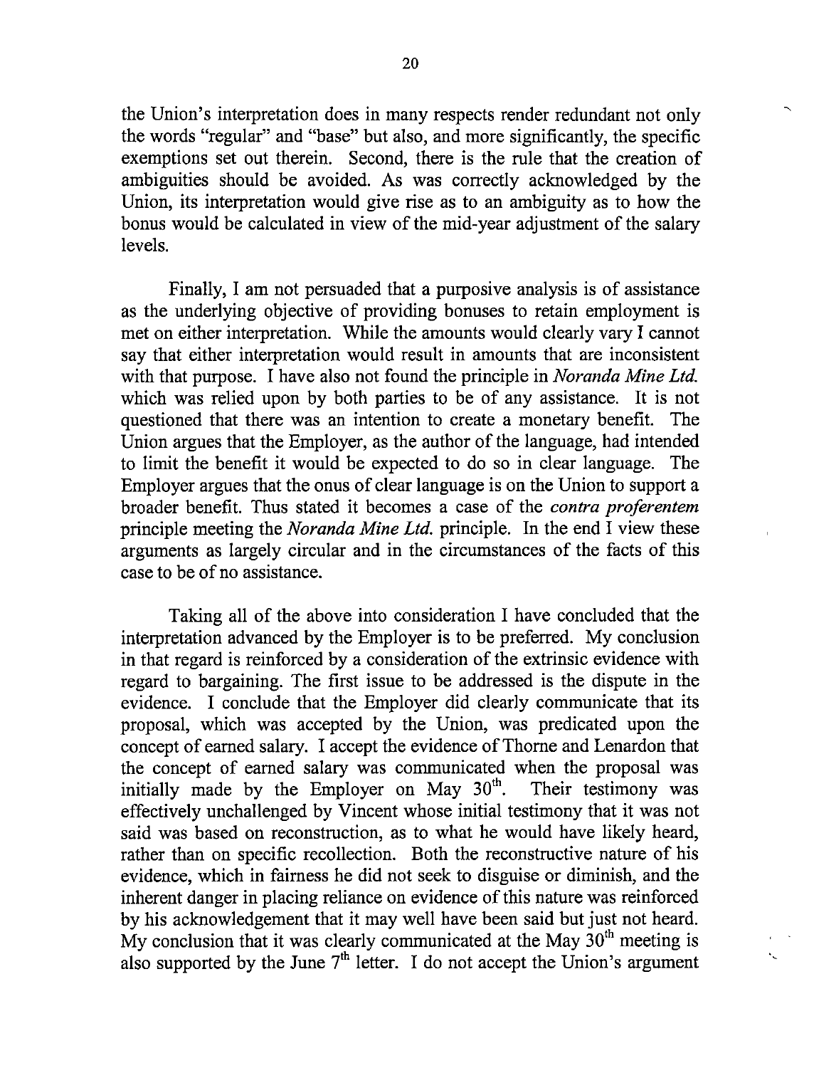the Union's interpretation does in many respects render redundant not only the words "regular" and "base" but also, and more significantly, the specific exemptions set out therein. Second, there is the rule that the creation of ambiguities should be avoided. As was correctly acknowledged by the Union, its interpretation would give rise as to an ambiguity as to how the bonus would be calculated in view of the mid-year adjustment of the salary levels.

Finally, I am not persuaded that a purposive analysis is of assistance as the underlying objective of providing bonuses to retain employment is met on either interpretation. While the amounts would clearly vary I cannot say that either interpretation would result in amounts that are inconsistent with that purpose. I have also not found the principle in *Noranda Mine Ltd.* which was relied upon by both parties to be of any assistance. It is not questioned that there was an intention to create a monetary benefit. The Union argues that the Employer, as the author of the language, had intended to limit the benefit it would be expected to do so in clear language. The Employer argues that the onus of clear language is on the Union to support a broader benefit. Thus stated it becomes a case of the *contra proferentem* principle meeting the *Noranda Mine Ltd.* principle. In the end I view these arguments as largely circular and in the circumstances of the facts of this case to be of no assistance.

Taking all of the above into consideration I have concluded that the interpretation advanced by the Employer is to be preferred. My conclusion in that regard is reinforced by a consideration of the extrinsic evidence with regard to bargaining. The first issue to be addressed is the dispute in the evidence. I conclude that the Employer did clearly communicate that its proposal, which was accepted by the Union, was predicated upon the concept of earned salary. I accept the evidence of Thorne and Lenardon that the concept of earned salary was communicated when the proposal was initially made by the Employer on May 30th. Their testimony was effectively unchallenged by Vincent whose initial testimony that it was not said was based on reconstruction, as to what he would have likely heard, rather than on specific recollection. Both the reconstructive nature of his evidence, which in fairness he did not seek to disguise or diminish, and the inherent danger in placing reliance on evidence of this nature was reinforced by his acknowledgement that it may well have been said but just not heard. My conclusion that it was clearly communicated at the May 30th meeting is also supported by the June 7th letter. I do not accept the Union's argument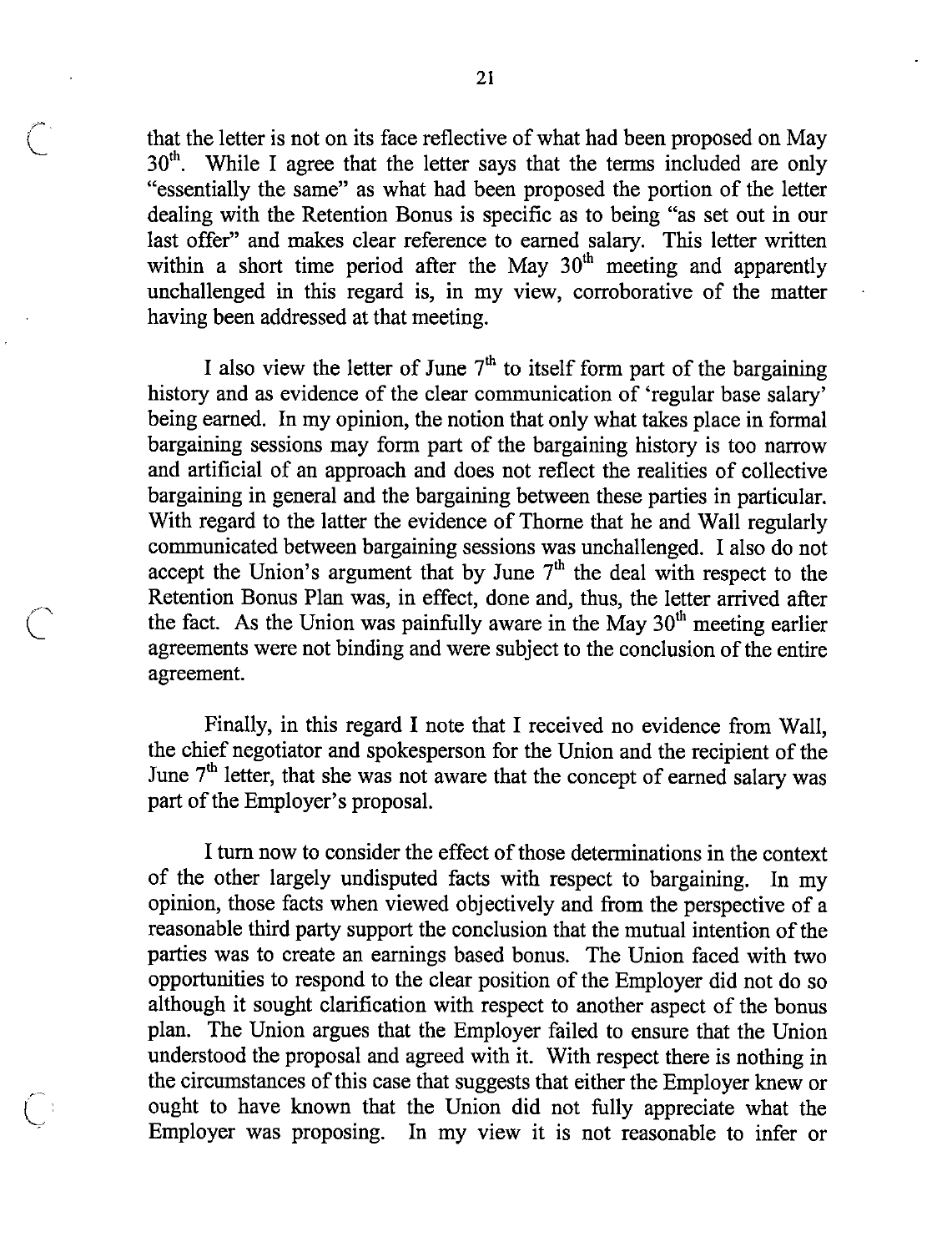that the letter is not on its face reflective of what had been proposed on May 30th. While I agree that the letter says that the terms included are only "essentially the same" as what had been proposed the portion of the letter dealing with the Retention Bonus is specific as to being "as set out in our last offer" and makes clear reference to earned salary. This letter written within a short time period after the May 30th meeting and apparently unchallenged in this regard is, in my view, corroborative of the matter having been addressed at that meeting.

I also view the letter of June 7th to itself form part of the bargaining history and as evidence of the clear communication of 'regular base salary' being earned. In my opinion, the notion that only what takes place in formal bargaining sessions may form part of the bargaining history is too narrow and artificial of an approach and does not reflect the realities of collective bargaining in general and the bargaining between these parties in particular. With regard to the latter the evidence of Thorne that he and Wall regularly communicated between bargaining sessions was unchallenged. I also do not accept the Union's argument that by June 7th the deal with respect to the Retention Bonus Plan was, in effect, done and, thus, the letter arrived after the fact. As the Union was painfully aware in the May 30th meeting earlier agreements were not binding and were subject to the conclusion of the entire agreement.

Finally, in this regard I note that I received no evidence from Wall, the chief negotiator and spokesperson for the Union and the recipient of the June 7th letter, that she was not aware that the concept of earned salary was part of the Employer's proposal.

I turn now to consider the effect of those determinations in the context of the other largely undisputed facts with respect to bargaining. In my opinion, those facts when viewed objectively and from the perspective of a reasonable third party support the conclusion that the mutual intention of the parties was to create an earnings based bonus. The Union faced with two opportunities to respond to the clear position of the Employer did not do so although it sought clarification with respect to another aspect of the bonus plan. The Union argues that the Employer failed to ensure that the Union understood the proposal and agreed with it. With respect there is nothing in the circumstances of this case that suggests that either the Employer knew or ought to have known that the Union did not fully appreciate what the Employer was proposing. In my view it is not reasonable to infer or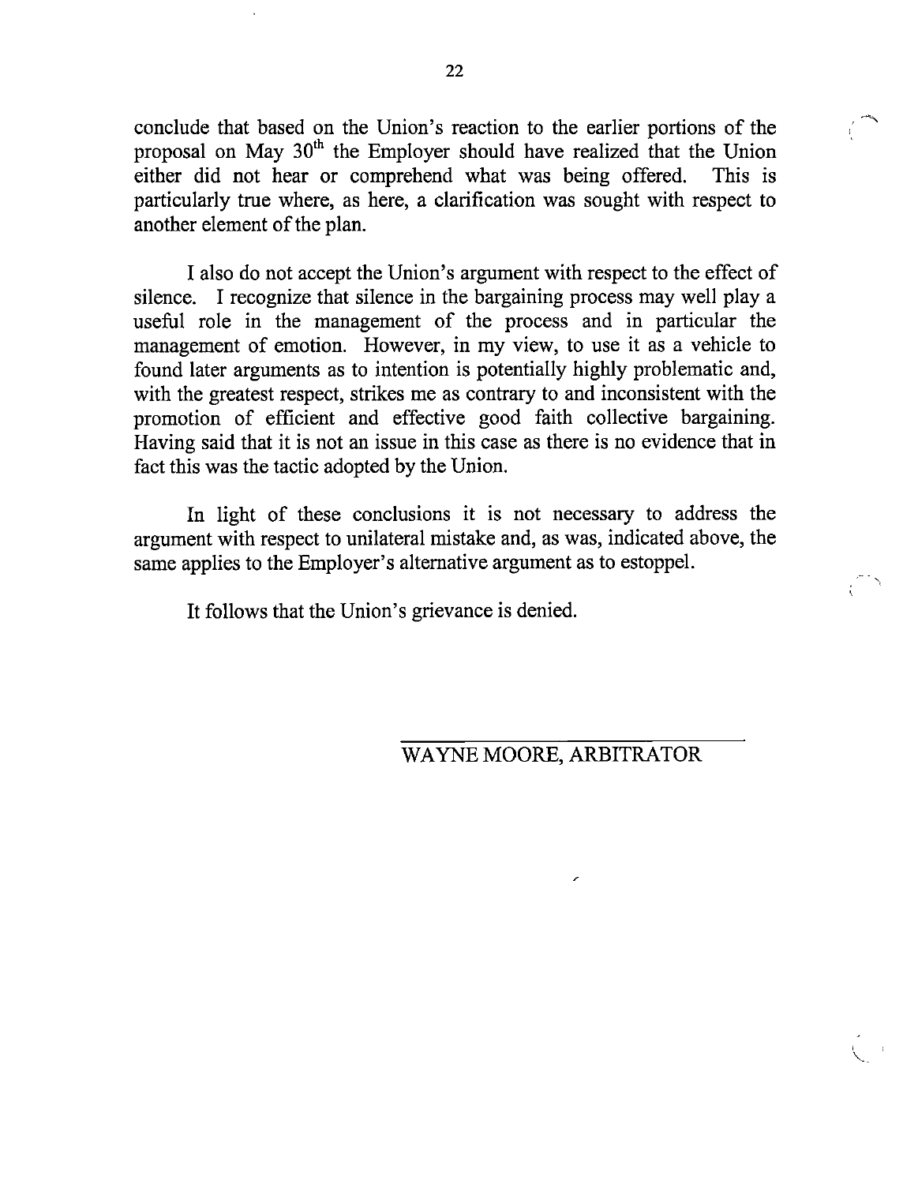conclude that based on the Union's reaction to the earlier portions of the proposal on May 30th the Employer should have realized that the Union either did not hear or comprehend what was being offered. This is particularly true where, as here, a clarification was sought with respect to another element of the plan.

I also do not accept the Union's argument with respect to the effect of silence. I recognize that silence in the bargaining process may well play a useful role in the management of the process and in particular the management of emotion. However, in my view, to use it as a vehicle to found later arguments as to intention is potentially highly problematic and, with the greatest respect, strikes me as contrary to and inconsistent with the promotion of efficient and effective good faith collective bargaining. Having said that it is not an issue in this case as there is no evidence that in fact this was the tactic adopted by the Union.

In light of these conclusions it is not necessary to address the argument with respect to unilateral mistake and, as was, indicated above, the same applies to the Employer's alternative argument as to estoppel.

It follows that the Union's grievance is denied.

WAYNE MOORE, ARBITRATOR